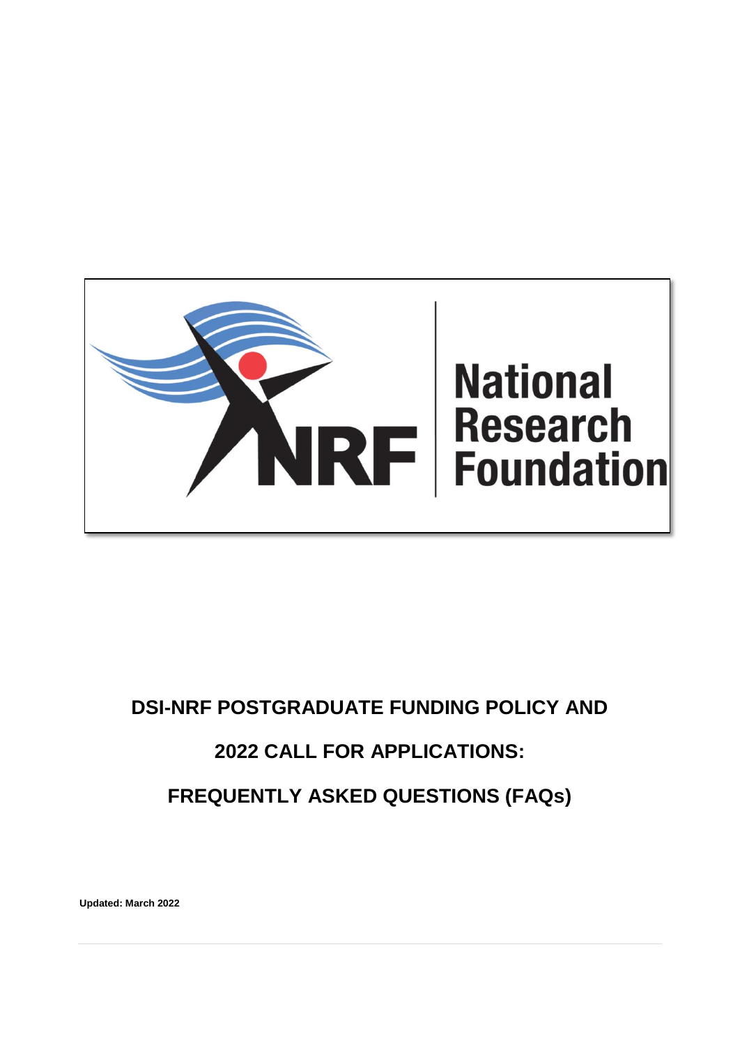# DSI-NRF POSTGRADUATE FUNDING POLICY AND 2022 CALL FOR APPLICATIONS: FREQUENTLY ASKED QUESTIONS (FAQs)

**Updated: March 2022**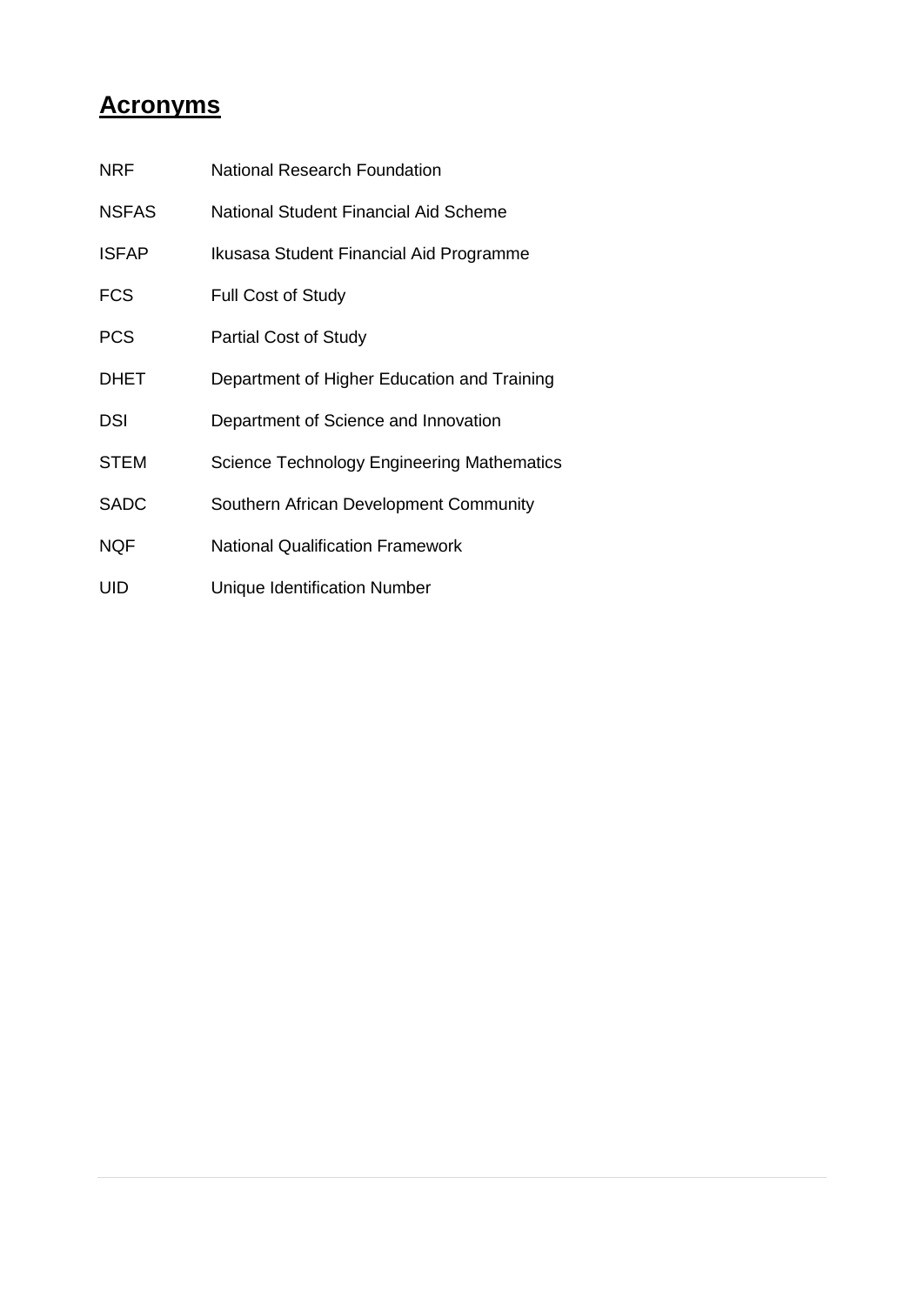## Acronyms

| | |
|---|---|
| NRF | National Research Foundation |
| NSFAS | National Student Financial Aid Scheme |
| ISFAP | Ikusasa Student Financial Aid Programme |
| FCS | Full Cost of Study |
| PCS | Partial Cost of Study |
| DHET | Department of Higher Education and Training |
| DSI | Department of Science and Innovation |
| STEM | Science Technology Engineering Mathematics |
| SADC | Southern African Development Community |
| NQF | National Qualification Framework |
| UID | Unique Identification Number |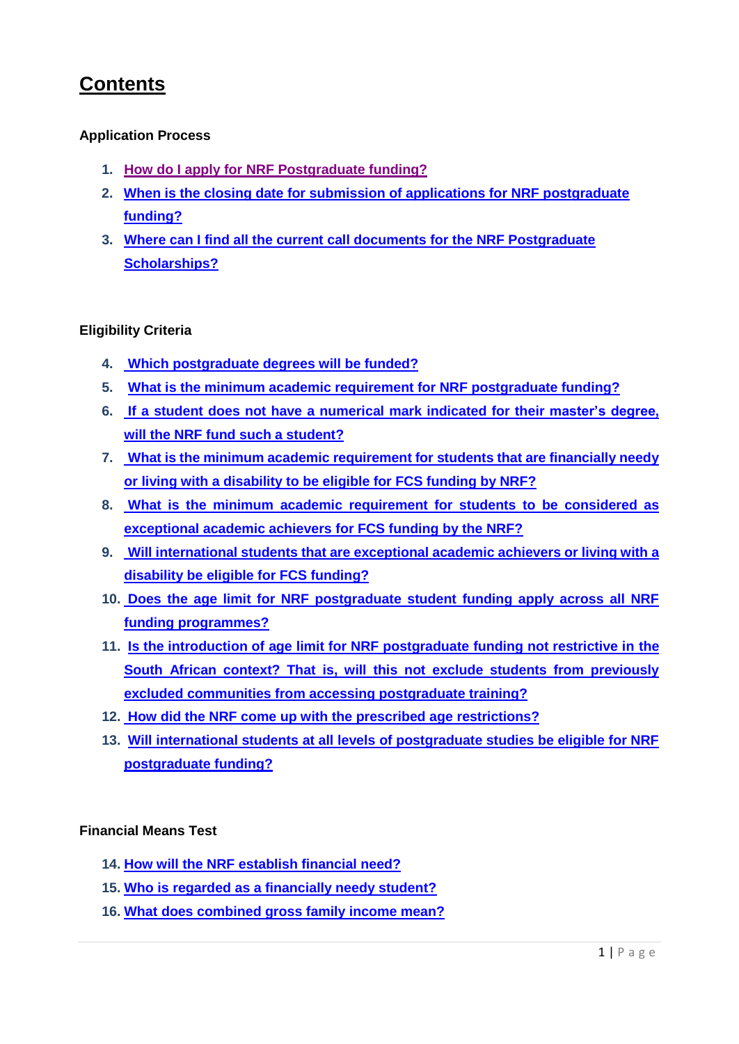# Contents

**Application Process**

1. How do I apply for NRF Postgraduate funding?
2. When is the closing date for submission of applications for NRF postgraduate funding?
3. Where can I find all the current call documents for the NRF Postgraduate Scholarships?

**Eligibility Criteria**

4. Which postgraduate degrees will be funded?
5. What is the minimum academic requirement for NRF postgraduate funding?
6. If a student does not have a numerical mark indicated for their master's degree, will the NRF fund such a student?
7. What is the minimum academic requirement for students that are financially needy or living with a disability to be eligible for FCS funding by NRF?
8. What is the minimum academic requirement for students to be considered as exceptional academic achievers for FCS funding by the NRF?
9. Will international students that are exceptional academic achievers or living with a disability be eligible for FCS funding?
10. Does the age limit for NRF postgraduate student funding apply across all NRF funding programmes?
11. Is the introduction of age limit for NRF postgraduate funding not restrictive in the South African context? That is, will this not exclude students from previously excluded communities from accessing postgraduate training?
12. How did the NRF come up with the prescribed age restrictions?
13. Will international students at all levels of postgraduate studies be eligible for NRF postgraduate funding?

**Financial Means Test**

14. How will the NRF establish financial need?
15. Who is regarded as a financially needy student?
16. What does combined gross family income mean?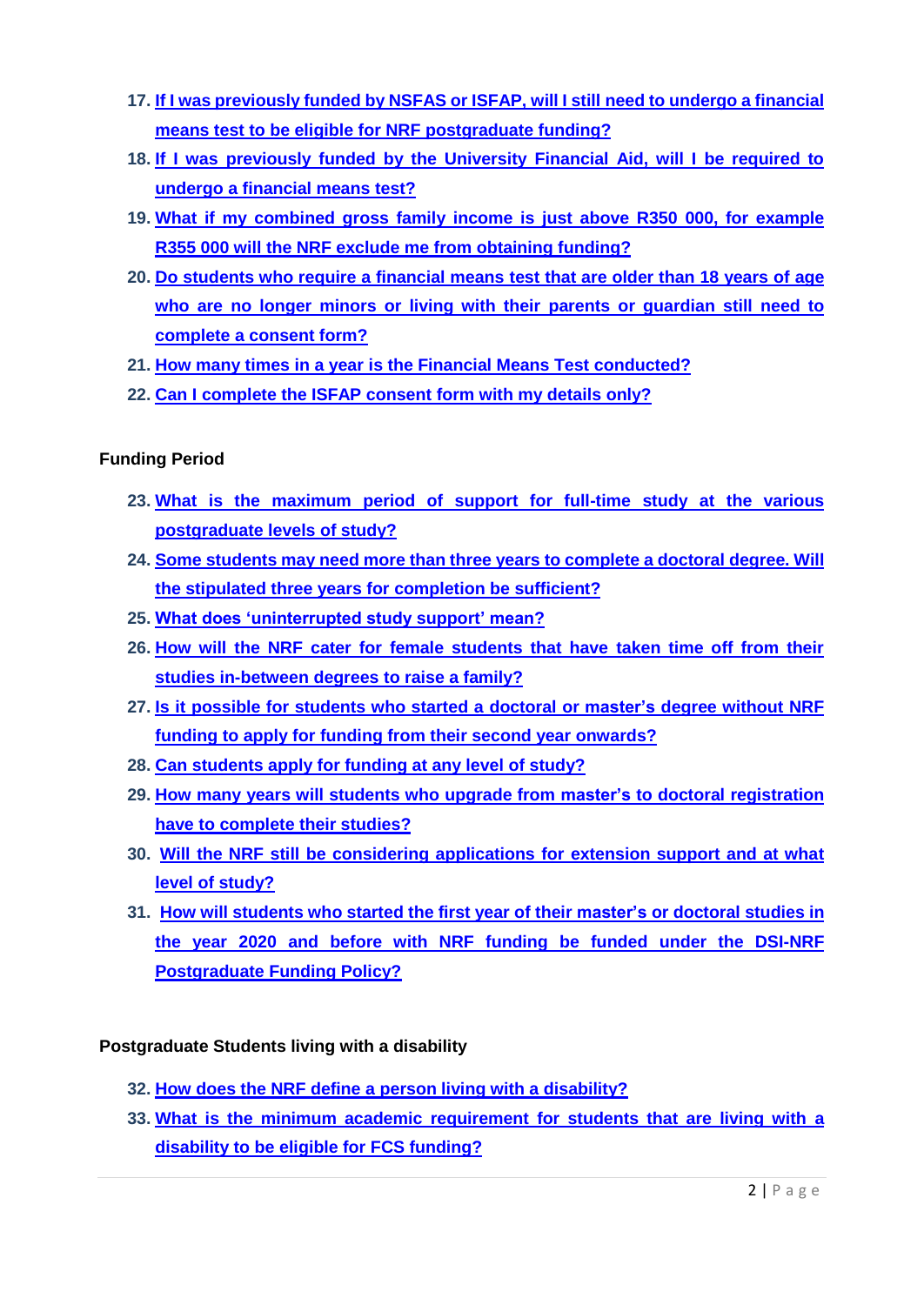17. **If I was previously funded by NSFAS or ISFAP, will I still need to undergo a financial means test to be eligible for NRF postgraduate funding?**
18. **If I was previously funded by the University Financial Aid, will I be required to undergo a financial means test?**
19. **What if my combined gross family income is just above R350 000, for example R355 000 will the NRF exclude me from obtaining funding?**
20. **Do students who require a financial means test that are older than 18 years of age who are no longer minors or living with their parents or guardian still need to complete a consent form?**
21. **How many times in a year is the Financial Means Test conducted?**
22. **Can I complete the ISFAP consent form with my details only?**

**Funding Period**

23. **What is the maximum period of support for full-time study at the various postgraduate levels of study?**
24. **Some students may need more than three years to complete a doctoral degree. Will the stipulated three years for completion be sufficient?**
25. **What does 'uninterrupted study support' mean?**
26. **How will the NRF cater for female students that have taken time off from their studies in-between degrees to raise a family?**
27. **Is it possible for students who started a doctoral or master's degree without NRF funding to apply for funding from their second year onwards?**
28. **Can students apply for funding at any level of study?**
29. **How many years will students who upgrade from master's to doctoral registration have to complete their studies?**
30. **Will the NRF still be considering applications for extension support and at what level of study?**
31. **How will students who started the first year of their master's or doctoral studies in the year 2020 and before with NRF funding be funded under the DSI-NRF Postgraduate Funding Policy?**

**Postgraduate Students living with a disability**

32. **How does the NRF define a person living with a disability?**
33. **What is the minimum academic requirement for students that are living with a disability to be eligible for FCS funding?**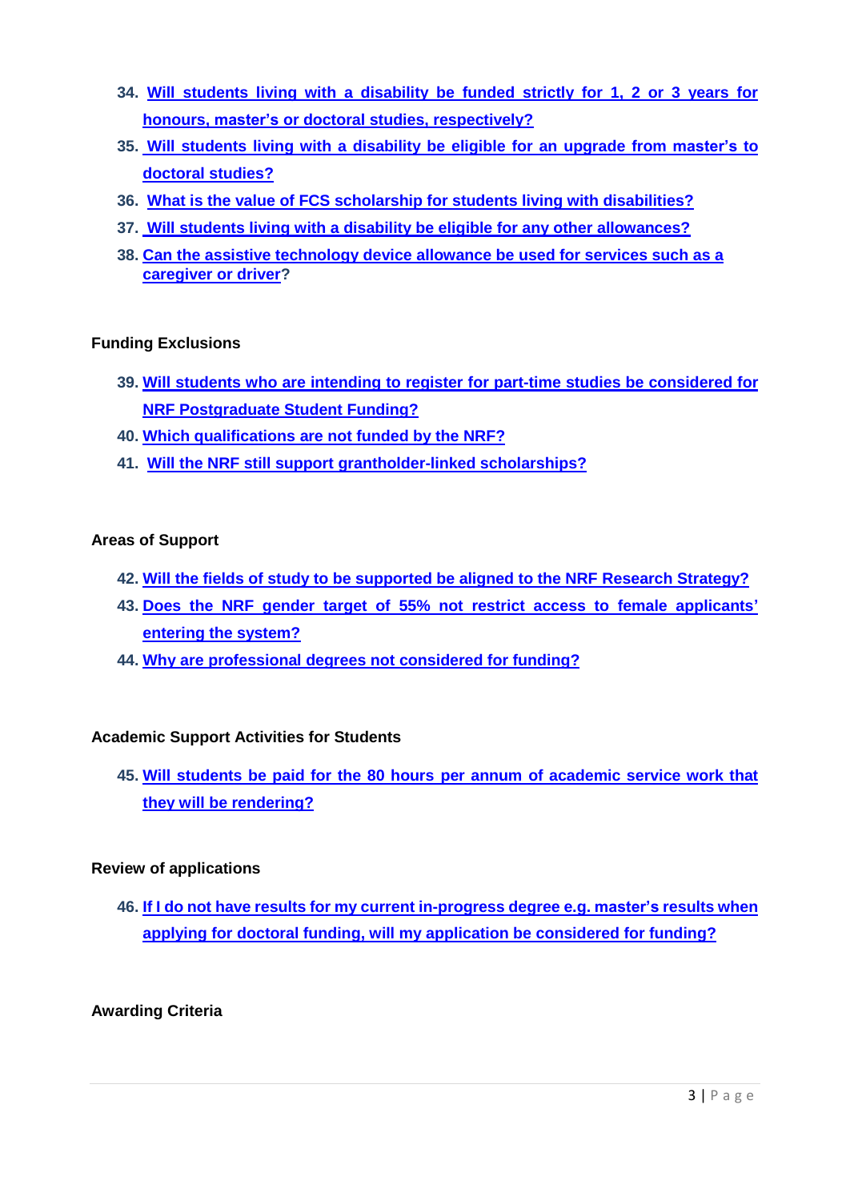34. Will students living with a disability be funded strictly for 1, 2 or 3 years for honours, master's or doctoral studies, respectively?
35. Will students living with a disability be eligible for an upgrade from master's to doctoral studies?
36. What is the value of FCS scholarship for students living with disabilities?
37. Will students living with a disability be eligible for any other allowances?
38. Can the assistive technology device allowance be used for services such as a caregiver or driver?

**Funding Exclusions**

39. Will students who are intending to register for part-time studies be considered for NRF Postgraduate Student Funding?
40. Which qualifications are not funded by the NRF?
41. Will the NRF still support grantholder-linked scholarships?

**Areas of Support**

42. Will the fields of study to be supported be aligned to the NRF Research Strategy?
43. Does the NRF gender target of 55% not restrict access to female applicants' entering the system?
44. Why are professional degrees not considered for funding?

**Academic Support Activities for Students**

45. Will students be paid for the 80 hours per annum of academic service work that they will be rendering?

**Review of applications**

46. If I do not have results for my current in-progress degree e.g. master's results when applying for doctoral funding, will my application be considered for funding?

**Awarding Criteria**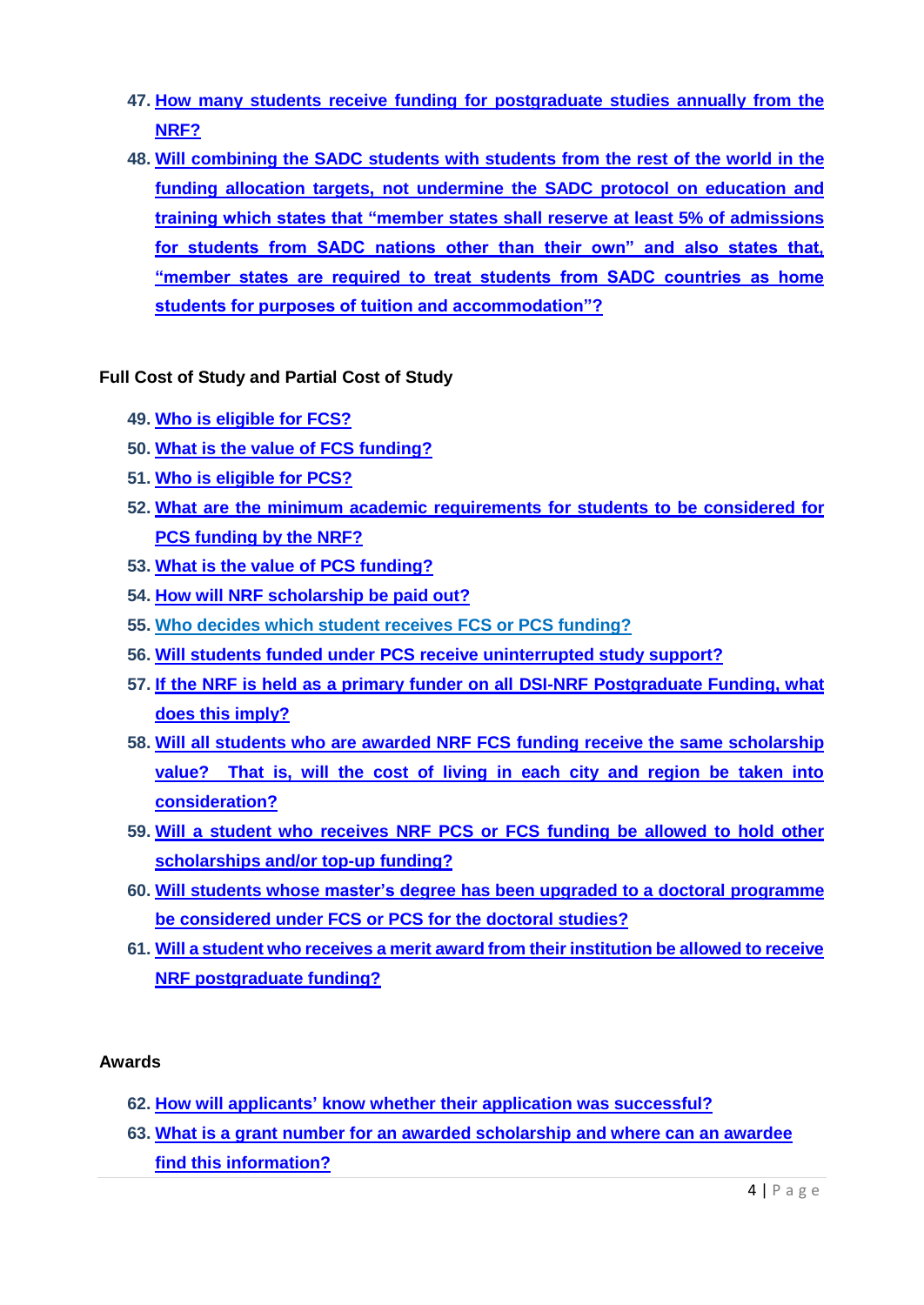47. How many students receive funding for postgraduate studies annually from the NRF?
48. Will combining the SADC students with students from the rest of the world in the funding allocation targets, not undermine the SADC protocol on education and training which states that "member states shall reserve at least 5% of admissions for students from SADC nations other than their own" and also states that, "member states are required to treat students from SADC countries as home students for purposes of tuition and accommodation"?

**Full Cost of Study and Partial Cost of Study**

49. Who is eligible for FCS?
50. What is the value of FCS funding?
51. Who is eligible for PCS?
52. What are the minimum academic requirements for students to be considered for PCS funding by the NRF?
53. What is the value of PCS funding?
54. How will NRF scholarship be paid out?
55. Who decides which student receives FCS or PCS funding?
56. Will students funded under PCS receive uninterrupted study support?
57. If the NRF is held as a primary funder on all DSI-NRF Postgraduate Funding, what does this imply?
58. Will all students who are awarded NRF FCS funding receive the same scholarship value? That is, will the cost of living in each city and region be taken into consideration?
59. Will a student who receives NRF PCS or FCS funding be allowed to hold other scholarships and/or top-up funding?
60. Will students whose master's degree has been upgraded to a doctoral programme be considered under FCS or PCS for the doctoral studies?
61. Will a student who receives a merit award from their institution be allowed to receive NRF postgraduate funding?

**Awards**

62. How will applicants' know whether their application was successful?
63. What is a grant number for an awarded scholarship and where can an awardee find this information?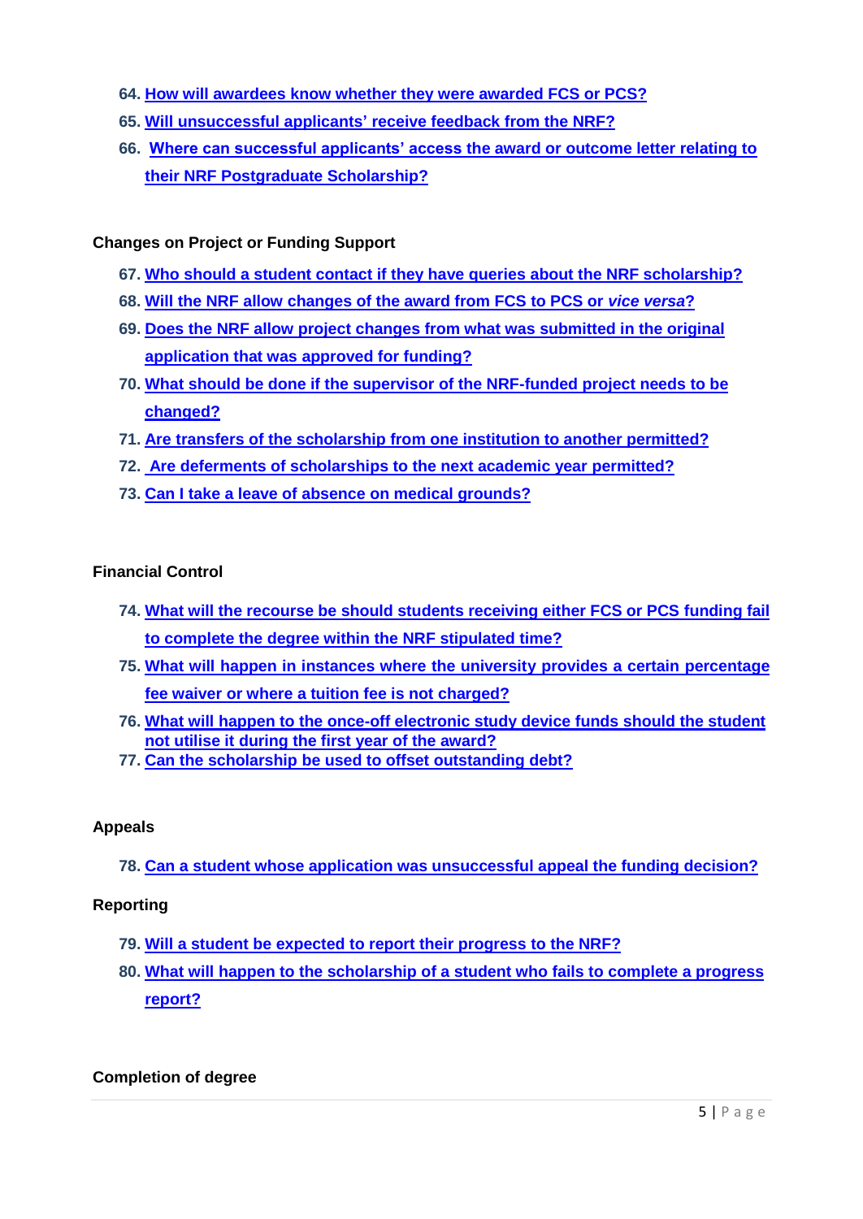64. **How will awardees know whether they were awarded FCS or PCS?**
65. **Will unsuccessful applicants' receive feedback from the NRF?**
66. **Where can successful applicants' access the award or outcome letter relating to their NRF Postgraduate Scholarship?**

**Changes on Project or Funding Support**

67. **Who should a student contact if they have queries about the NRF scholarship?**
68. **Will the NRF allow changes of the award from FCS to PCS or *vice versa*?**
69. **Does the NRF allow project changes from what was submitted in the original application that was approved for funding?**
70. **What should be done if the supervisor of the NRF-funded project needs to be changed?**
71. **Are transfers of the scholarship from one institution to another permitted?**
72. **Are deferments of scholarships to the next academic year permitted?**
73. **Can I take a leave of absence on medical grounds?**

**Financial Control**

74. **What will the recourse be should students receiving either FCS or PCS funding fail to complete the degree within the NRF stipulated time?**
75. **What will happen in instances where the university provides a certain percentage fee waiver or where a tuition fee is not charged?**
76. **What will happen to the once-off electronic study device funds should the student not utilise it during the first year of the award?**
77. **Can the scholarship be used to offset outstanding debt?**

**Appeals**

78. **Can a student whose application was unsuccessful appeal the funding decision?**

**Reporting**

79. **Will a student be expected to report their progress to the NRF?**
80. **What will happen to the scholarship of a student who fails to complete a progress report?**

**Completion of degree**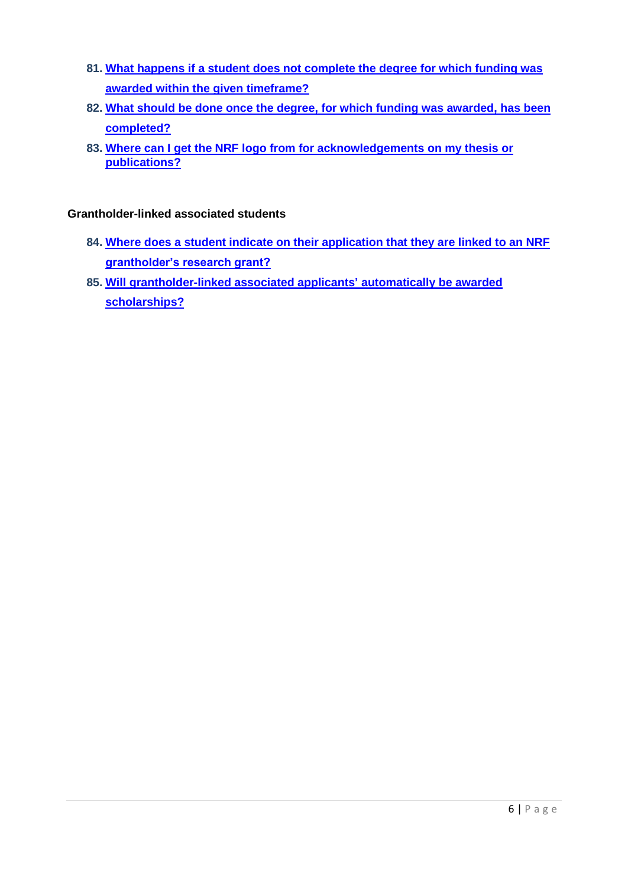81. **What happens if a student does not complete the degree for which funding was awarded within the given timeframe?**
82. **What should be done once the degree, for which funding was awarded, has been completed?**
83. **Where can I get the NRF logo from for acknowledgements on my thesis or publications?**

**Grantholder-linked associated students**

84. **Where does a student indicate on their application that they are linked to an NRF grantholder's research grant?**
85. **Will grantholder-linked associated applicants' automatically be awarded scholarships?**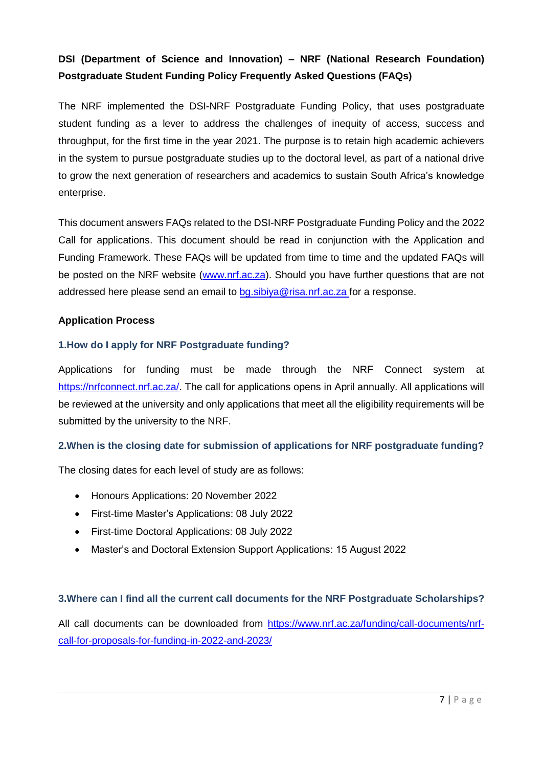**DSI (Department of Science and Innovation) – NRF (National Research Foundation) Postgraduate Student Funding Policy Frequently Asked Questions (FAQs)**

The NRF implemented the DSI-NRF Postgraduate Funding Policy, that uses postgraduate student funding as a lever to address the challenges of inequity of access, success and throughput, for the first time in the year 2021. The purpose is to retain high academic achievers in the system to pursue postgraduate studies up to the doctoral level, as part of a national drive to grow the next generation of researchers and academics to sustain South Africa's knowledge enterprise.

This document answers FAQs related to the DSI-NRF Postgraduate Funding Policy and the 2022 Call for applications. This document should be read in conjunction with the Application and Funding Framework. These FAQs will be updated from time to time and the updated FAQs will be posted on the NRF website ([www.nrf.ac.za](http://www.nrf.ac.za)). Should you have further questions that are not addressed here please send an email to [bg.sibiya@risa.nrf.ac.za](mailto:bg.sibiya@risa.nrf.ac.za) for a response.

**Application Process**

### 1.How do I apply for NRF Postgraduate funding?

Applications for funding must be made through the NRF Connect system at [https://nrfconnect.nrf.ac.za/](https://nrfconnect.nrf.ac.za/). The call for applications opens in April annually. All applications will be reviewed at the university and only applications that meet all the eligibility requirements will be submitted by the university to the NRF.

### 2.When is the closing date for submission of applications for NRF postgraduate funding?

The closing dates for each level of study are as follows:

- Honours Applications: 20 November 2022
- First-time Master's Applications: 08 July 2022
- First-time Doctoral Applications: 08 July 2022
- Master's and Doctoral Extension Support Applications: 15 August 2022

### 3.Where can I find all the current call documents for the NRF Postgraduate Scholarships?

All call documents can be downloaded from [https://www.nrf.ac.za/funding/call-documents/nrf-call-for-proposals-for-funding-in-2022-and-2023/](https://www.nrf.ac.za/funding/call-documents/nrf-call-for-proposals-for-funding-in-2022-and-2023/)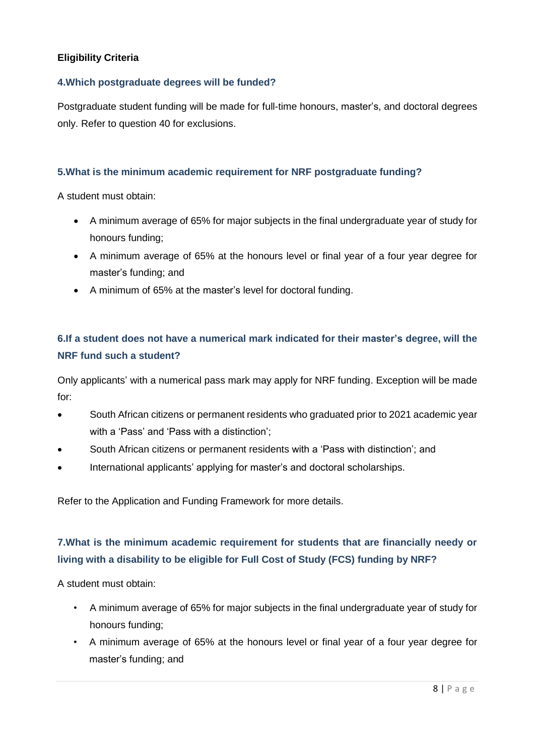**Eligibility Criteria**

### 4.Which postgraduate degrees will be funded?

Postgraduate student funding will be made for full-time honours, master's, and doctoral degrees only. Refer to question 40 for exclusions.

### 5.What is the minimum academic requirement for NRF postgraduate funding?

A student must obtain:

- A minimum average of 65% for major subjects in the final undergraduate year of study for honours funding;
- A minimum average of 65% at the honours level or final year of a four year degree for master's funding; and
- A minimum of 65% at the master's level for doctoral funding.

### 6.If a student does not have a numerical mark indicated for their master's degree, will the NRF fund such a student?

Only applicants' with a numerical pass mark may apply for NRF funding. Exception will be made for:

- South African citizens or permanent residents who graduated prior to 2021 academic year with a 'Pass' and 'Pass with a distinction';
- South African citizens or permanent residents with a 'Pass with distinction'; and
- International applicants' applying for master's and doctoral scholarships.

Refer to the Application and Funding Framework for more details.

### 7.What is the minimum academic requirement for students that are financially needy or living with a disability to be eligible for Full Cost of Study (FCS) funding by NRF?

A student must obtain:

- A minimum average of 65% for major subjects in the final undergraduate year of study for honours funding;
- A minimum average of 65% at the honours level or final year of a four year degree for master's funding; and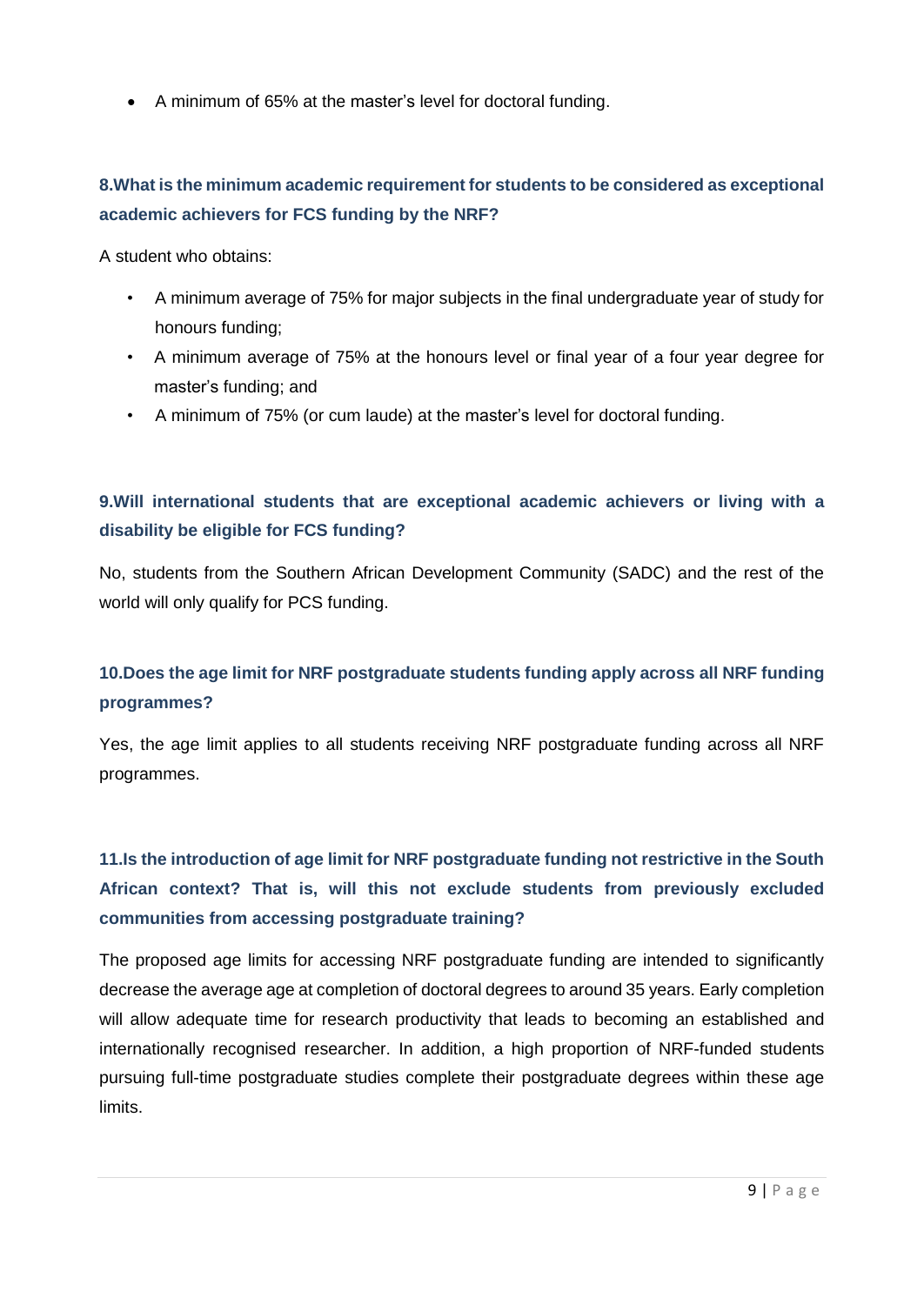- A minimum of 65% at the master's level for doctoral funding.

### 8.What is the minimum academic requirement for students to be considered as exceptional academic achievers for FCS funding by the NRF?

A student who obtains:

- A minimum average of 75% for major subjects in the final undergraduate year of study for honours funding;
- A minimum average of 75% at the honours level or final year of a four year degree for master's funding; and
- A minimum of 75% (or cum laude) at the master's level for doctoral funding.

### 9.Will international students that are exceptional academic achievers or living with a disability be eligible for FCS funding?

No, students from the Southern African Development Community (SADC) and the rest of the world will only qualify for PCS funding.

### 10.Does the age limit for NRF postgraduate students funding apply across all NRF funding programmes?

Yes, the age limit applies to all students receiving NRF postgraduate funding across all NRF programmes.

### 11.Is the introduction of age limit for NRF postgraduate funding not restrictive in the South African context? That is, will this not exclude students from previously excluded communities from accessing postgraduate training?

The proposed age limits for accessing NRF postgraduate funding are intended to significantly decrease the average age at completion of doctoral degrees to around 35 years. Early completion will allow adequate time for research productivity that leads to becoming an established and internationally recognised researcher. In addition, a high proportion of NRF-funded students pursuing full-time postgraduate studies complete their postgraduate degrees within these age limits.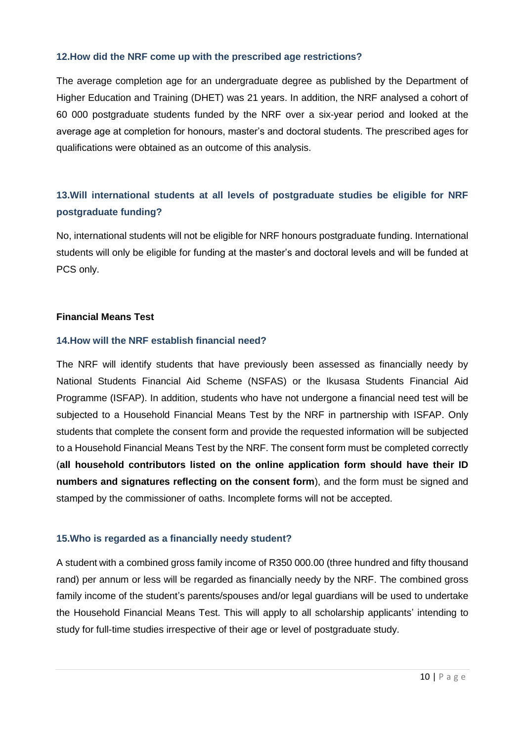### 12. How did the NRF come up with the prescribed age restrictions?

The average completion age for an undergraduate degree as published by the Department of Higher Education and Training (DHET) was 21 years. In addition, the NRF analysed a cohort of 60 000 postgraduate students funded by the NRF over a six-year period and looked at the average age at completion for honours, master's and doctoral students. The prescribed ages for qualifications were obtained as an outcome of this analysis.

### 13. Will international students at all levels of postgraduate studies be eligible for NRF postgraduate funding?

No, international students will not be eligible for NRF honours postgraduate funding. International students will only be eligible for funding at the master's and doctoral levels and will be funded at PCS only.

**Financial Means Test**

### 14. How will the NRF establish financial need?

The NRF will identify students that have previously been assessed as financially needy by National Students Financial Aid Scheme (NSFAS) or the Ikusasa Students Financial Aid Programme (ISFAP). In addition, students who have not undergone a financial need test will be subjected to a Household Financial Means Test by the NRF in partnership with ISFAP. Only students that complete the consent form and provide the requested information will be subjected to a Household Financial Means Test by the NRF. The consent form must be completed correctly (**all household contributors listed on the online application form should have their ID numbers and signatures reflecting on the consent form**), and the form must be signed and stamped by the commissioner of oaths. Incomplete forms will not be accepted.

### 15. Who is regarded as a financially needy student?

A student with a combined gross family income of R350 000.00 (three hundred and fifty thousand rand) per annum or less will be regarded as financially needy by the NRF. The combined gross family income of the student's parents/spouses and/or legal guardians will be used to undertake the Household Financial Means Test. This will apply to all scholarship applicants' intending to study for full-time studies irrespective of their age or level of postgraduate study.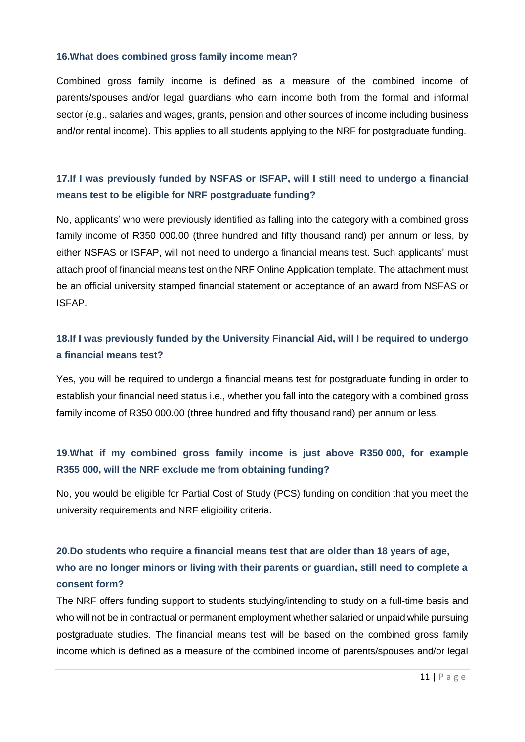### 16.What does combined gross family income mean?

Combined gross family income is defined as a measure of the combined income of parents/spouses and/or legal guardians who earn income both from the formal and informal sector (e.g., salaries and wages, grants, pension and other sources of income including business and/or rental income). This applies to all students applying to the NRF for postgraduate funding.

### 17.If I was previously funded by NSFAS or ISFAP, will I still need to undergo a financial means test to be eligible for NRF postgraduate funding?

No, applicants' who were previously identified as falling into the category with a combined gross family income of R350 000.00 (three hundred and fifty thousand rand) per annum or less, by either NSFAS or ISFAP, will not need to undergo a financial means test. Such applicants' must attach proof of financial means test on the NRF Online Application template. The attachment must be an official university stamped financial statement or acceptance of an award from NSFAS or ISFAP.

### 18.If I was previously funded by the University Financial Aid, will I be required to undergo a financial means test?

Yes, you will be required to undergo a financial means test for postgraduate funding in order to establish your financial need status i.e., whether you fall into the category with a combined gross family income of R350 000.00 (three hundred and fifty thousand rand) per annum or less.

### 19.What if my combined gross family income is just above R350 000, for example R355 000, will the NRF exclude me from obtaining funding?

No, you would be eligible for Partial Cost of Study (PCS) funding on condition that you meet the university requirements and NRF eligibility criteria.

### 20.Do students who require a financial means test that are older than 18 years of age, who are no longer minors or living with their parents or guardian, still need to complete a consent form?

The NRF offers funding support to students studying/intending to study on a full-time basis and who will not be in contractual or permanent employment whether salaried or unpaid while pursuing postgraduate studies. The financial means test will be based on the combined gross family income which is defined as a measure of the combined income of parents/spouses and/or legal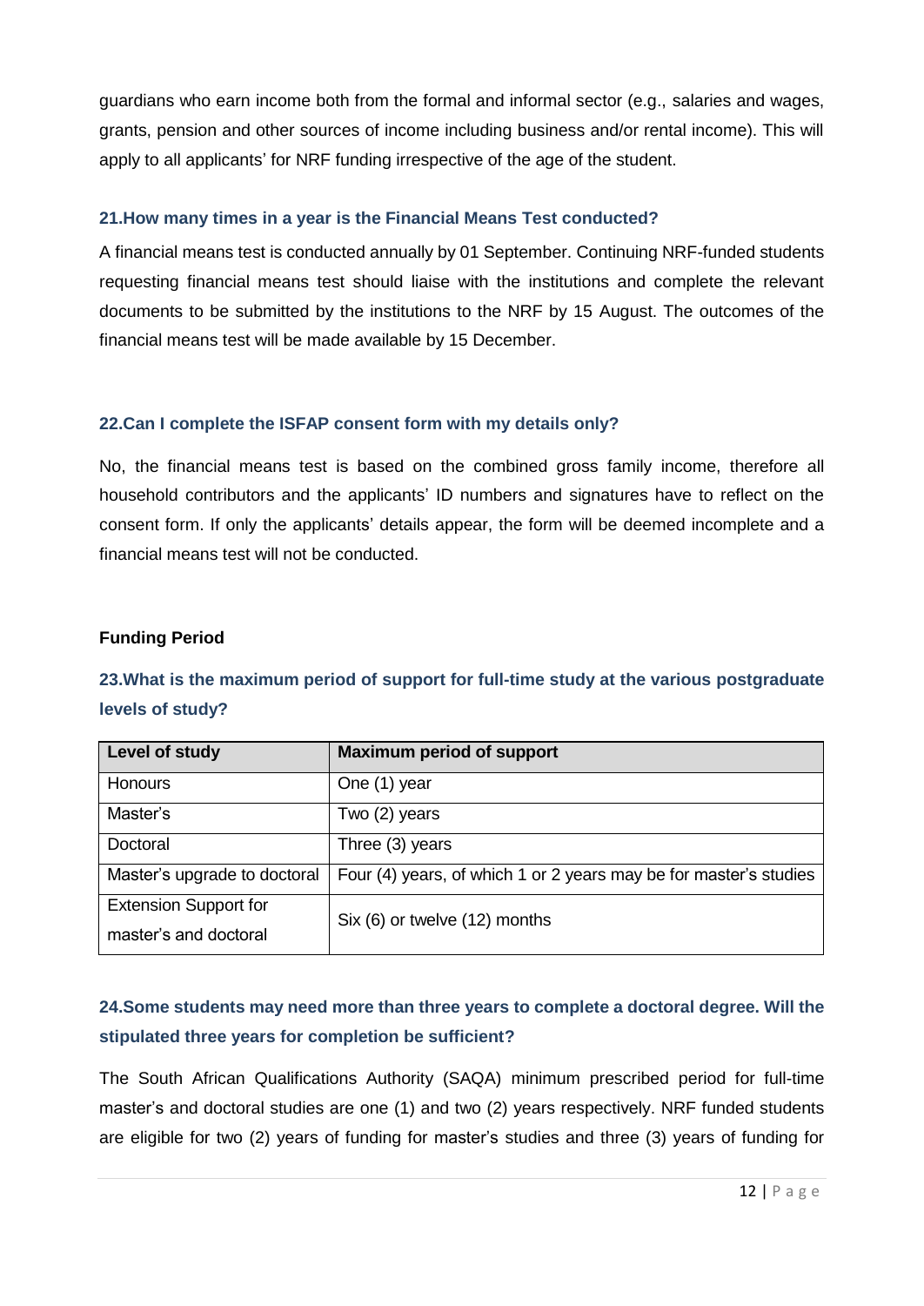guardians who earn income both from the formal and informal sector (e.g., salaries and wages, grants, pension and other sources of income including business and/or rental income). This will apply to all applicants' for NRF funding irrespective of the age of the student.

### 21.How many times in a year is the Financial Means Test conducted?

A financial means test is conducted annually by 01 September. Continuing NRF-funded students requesting financial means test should liaise with the institutions and complete the relevant documents to be submitted by the institutions to the NRF by 15 August. The outcomes of the financial means test will be made available by 15 December.

### 22.Can I complete the ISFAP consent form with my details only?

No, the financial means test is based on the combined gross family income, therefore all household contributors and the applicants' ID numbers and signatures have to reflect on the consent form. If only the applicants' details appear, the form will be deemed incomplete and a financial means test will not be conducted.

## Funding Period

### 23.What is the maximum period of support for full-time study at the various postgraduate levels of study?

| Level of study | Maximum period of support |
|---|---|
| Honours | One (1) year |
| Master's | Two (2) years |
| Doctoral | Three (3) years |
| Master's upgrade to doctoral | Four (4) years, of which 1 or 2 years may be for master's studies |
| Extension Support for master's and doctoral | Six (6) or twelve (12) months |

### 24.Some students may need more than three years to complete a doctoral degree. Will the stipulated three years for completion be sufficient?

The South African Qualifications Authority (SAQA) minimum prescribed period for full-time master's and doctoral studies are one (1) and two (2) years respectively. NRF funded students are eligible for two (2) years of funding for master's studies and three (3) years of funding for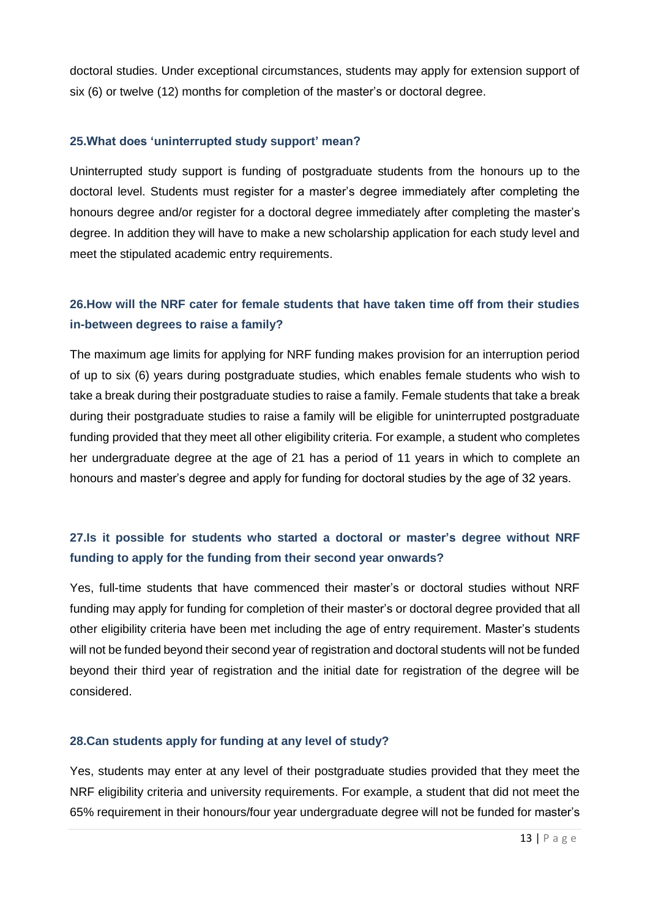doctoral studies. Under exceptional circumstances, students may apply for extension support of six (6) or twelve (12) months for completion of the master's or doctoral degree.

### 25.What does 'uninterrupted study support' mean?

Uninterrupted study support is funding of postgraduate students from the honours up to the doctoral level. Students must register for a master's degree immediately after completing the honours degree and/or register for a doctoral degree immediately after completing the master's degree. In addition they will have to make a new scholarship application for each study level and meet the stipulated academic entry requirements.

### 26.How will the NRF cater for female students that have taken time off from their studies in-between degrees to raise a family?

The maximum age limits for applying for NRF funding makes provision for an interruption period of up to six (6) years during postgraduate studies, which enables female students who wish to take a break during their postgraduate studies to raise a family. Female students that take a break during their postgraduate studies to raise a family will be eligible for uninterrupted postgraduate funding provided that they meet all other eligibility criteria. For example, a student who completes her undergraduate degree at the age of 21 has a period of 11 years in which to complete an honours and master's degree and apply for funding for doctoral studies by the age of 32 years.

### 27.Is it possible for students who started a doctoral or master's degree without NRF funding to apply for the funding from their second year onwards?

Yes, full-time students that have commenced their master's or doctoral studies without NRF funding may apply for funding for completion of their master's or doctoral degree provided that all other eligibility criteria have been met including the age of entry requirement. Master's students will not be funded beyond their second year of registration and doctoral students will not be funded beyond their third year of registration and the initial date for registration of the degree will be considered.

### 28.Can students apply for funding at any level of study?

Yes, students may enter at any level of their postgraduate studies provided that they meet the NRF eligibility criteria and university requirements. For example, a student that did not meet the 65% requirement in their honours/four year undergraduate degree will not be funded for master's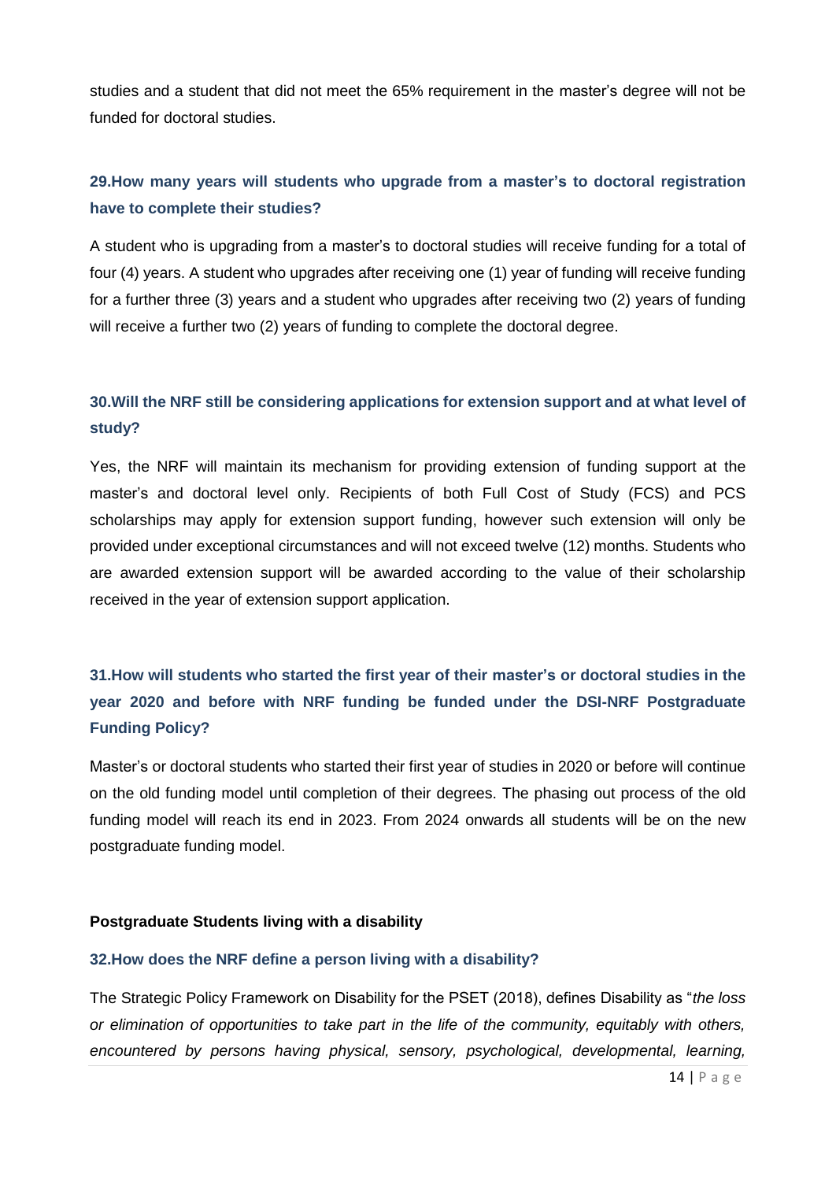studies and a student that did not meet the 65% requirement in the master's degree will not be funded for doctoral studies.

### 29. How many years will students who upgrade from a master's to doctoral registration have to complete their studies?

A student who is upgrading from a master's to doctoral studies will receive funding for a total of four (4) years. A student who upgrades after receiving one (1) year of funding will receive funding for a further three (3) years and a student who upgrades after receiving two (2) years of funding will receive a further two (2) years of funding to complete the doctoral degree.

### 30. Will the NRF still be considering applications for extension support and at what level of study?

Yes, the NRF will maintain its mechanism for providing extension of funding support at the master's and doctoral level only. Recipients of both Full Cost of Study (FCS) and PCS scholarships may apply for extension support funding, however such extension will only be provided under exceptional circumstances and will not exceed twelve (12) months. Students who are awarded extension support will be awarded according to the value of their scholarship received in the year of extension support application.

### 31. How will students who started the first year of their master's or doctoral studies in the year 2020 and before with NRF funding be funded under the DSI-NRF Postgraduate Funding Policy?

Master's or doctoral students who started their first year of studies in 2020 or before will continue on the old funding model until completion of their degrees. The phasing out process of the old funding model will reach its end in 2023. From 2024 onwards all students will be on the new postgraduate funding model.

**Postgraduate Students living with a disability**

### 32. How does the NRF define a person living with a disability?

The Strategic Policy Framework on Disability for the PSET (2018), defines Disability as "*the loss or elimination of opportunities to take part in the life of the community, equitably with others, encountered by persons having physical, sensory, psychological, developmental, learning,*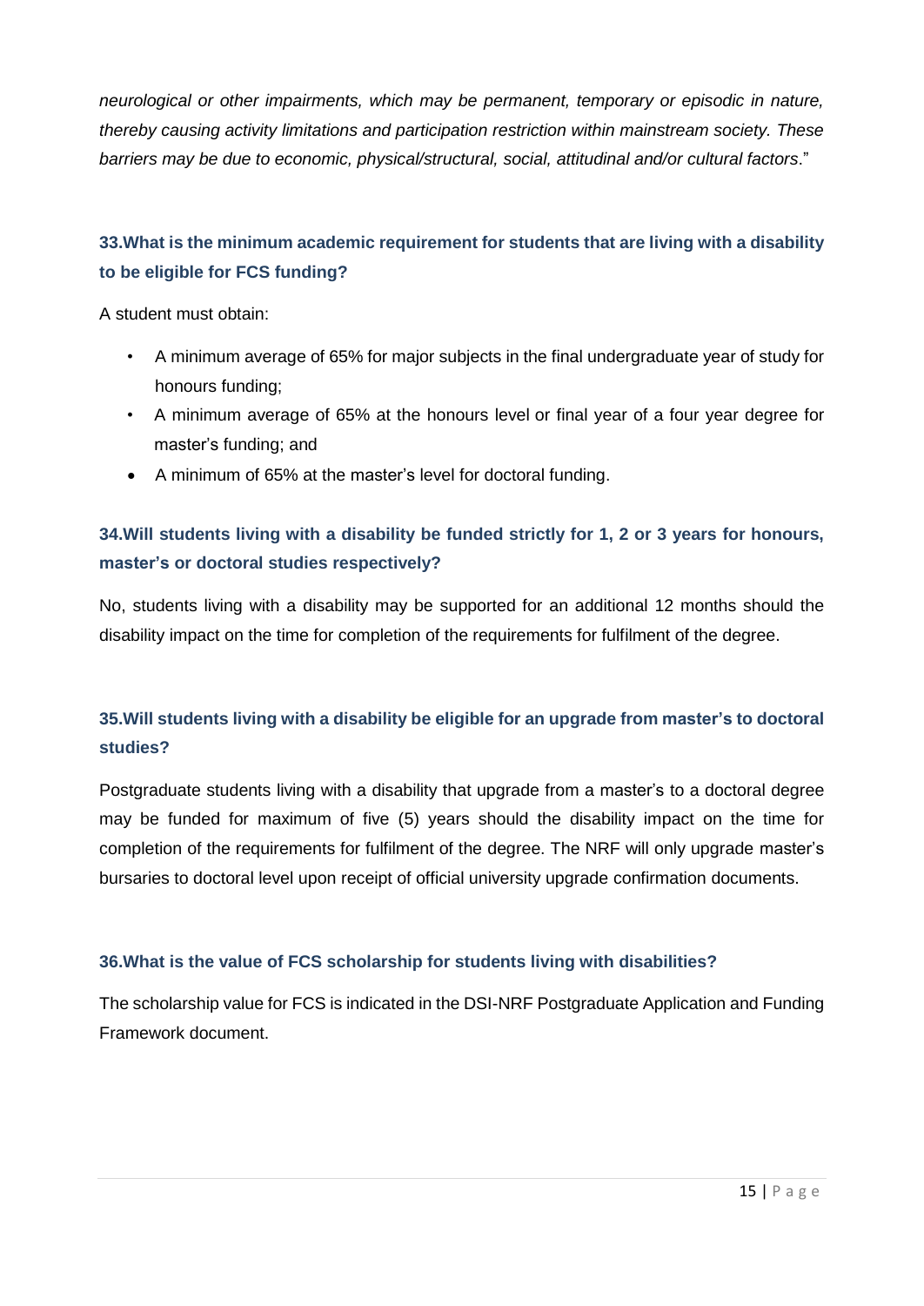*neurological or other impairments, which may be permanent, temporary or episodic in nature, thereby causing activity limitations and participation restriction within mainstream society. These barriers may be due to economic, physical/structural, social, attitudinal and/or cultural factors*."

### 33. What is the minimum academic requirement for students that are living with a disability to be eligible for FCS funding?

A student must obtain:

- A minimum average of 65% for major subjects in the final undergraduate year of study for honours funding;
- A minimum average of 65% at the honours level or final year of a four year degree for master's funding; and
- A minimum of 65% at the master's level for doctoral funding.

### 34. Will students living with a disability be funded strictly for 1, 2 or 3 years for honours, master's or doctoral studies respectively?

No, students living with a disability may be supported for an additional 12 months should the disability impact on the time for completion of the requirements for fulfilment of the degree.

### 35. Will students living with a disability be eligible for an upgrade from master's to doctoral studies?

Postgraduate students living with a disability that upgrade from a master's to a doctoral degree may be funded for maximum of five (5) years should the disability impact on the time for completion of the requirements for fulfilment of the degree. The NRF will only upgrade master's bursaries to doctoral level upon receipt of official university upgrade confirmation documents.

### 36. What is the value of FCS scholarship for students living with disabilities?

The scholarship value for FCS is indicated in the DSI-NRF Postgraduate Application and Funding Framework document.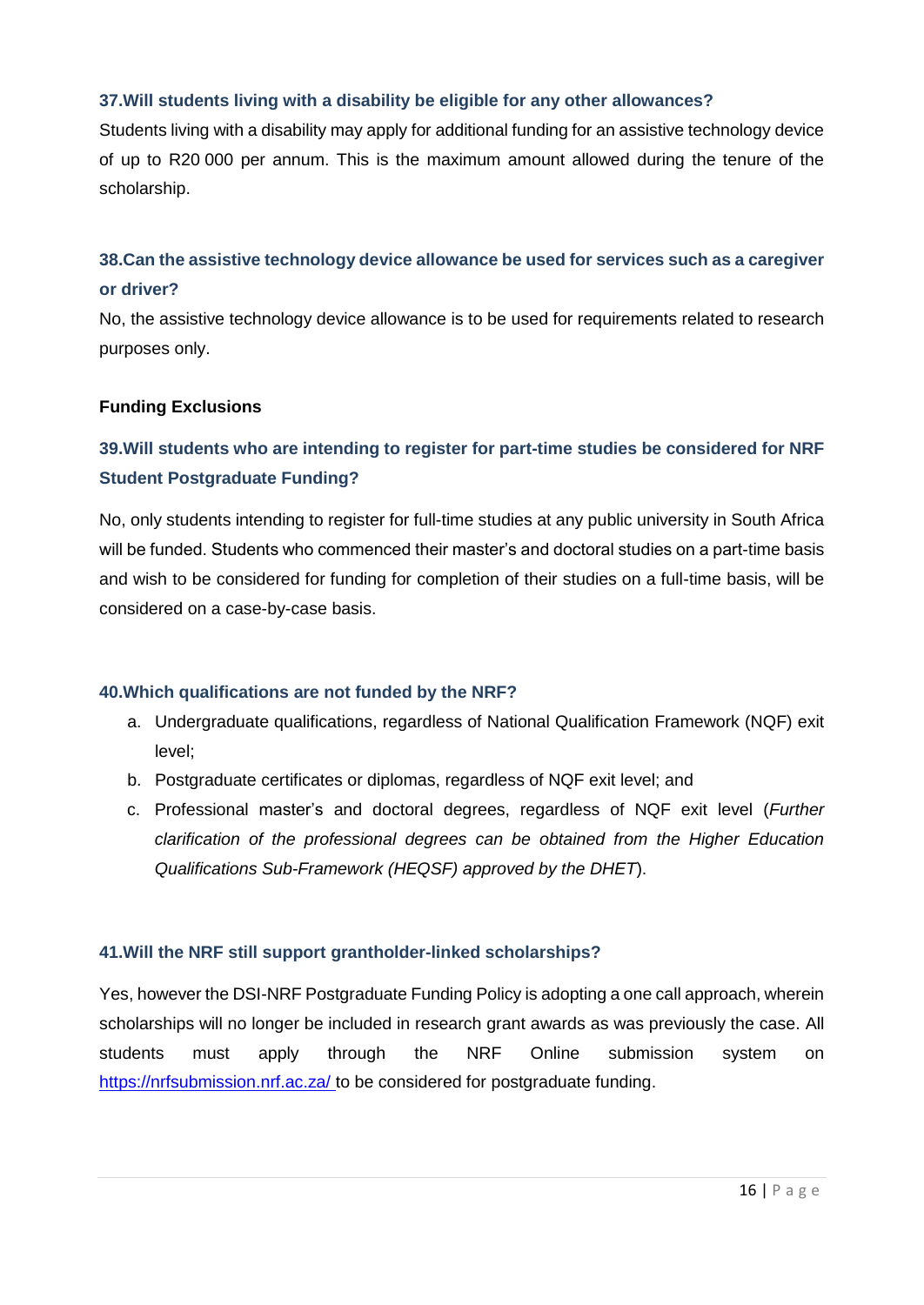### 37. Will students living with a disability be eligible for any other allowances?

Students living with a disability may apply for additional funding for an assistive technology device of up to R20 000 per annum. This is the maximum amount allowed during the tenure of the scholarship.

### 38. Can the assistive technology device allowance be used for services such as a caregiver or driver?

No, the assistive technology device allowance is to be used for requirements related to research purposes only.

**Funding Exclusions**

### 39. Will students who are intending to register for part-time studies be considered for NRF Student Postgraduate Funding?

No, only students intending to register for full-time studies at any public university in South Africa will be funded. Students who commenced their master's and doctoral studies on a part-time basis and wish to be considered for funding for completion of their studies on a full-time basis, will be considered on a case-by-case basis.

### 40. Which qualifications are not funded by the NRF?

a. Undergraduate qualifications, regardless of National Qualification Framework (NQF) exit level;
b. Postgraduate certificates or diplomas, regardless of NQF exit level; and
c. Professional master's and doctoral degrees, regardless of NQF exit level (*Further clarification of the professional degrees can be obtained from the Higher Education Qualifications Sub-Framework (HEQSF) approved by the DHET*).

### 41. Will the NRF still support grantholder-linked scholarships?

Yes, however the DSI-NRF Postgraduate Funding Policy is adopting a one call approach, wherein scholarships will no longer be included in research grant awards as was previously the case. All students must apply through the NRF Online submission system on https://nrfsubmission.nrf.ac.za/ to be considered for postgraduate funding.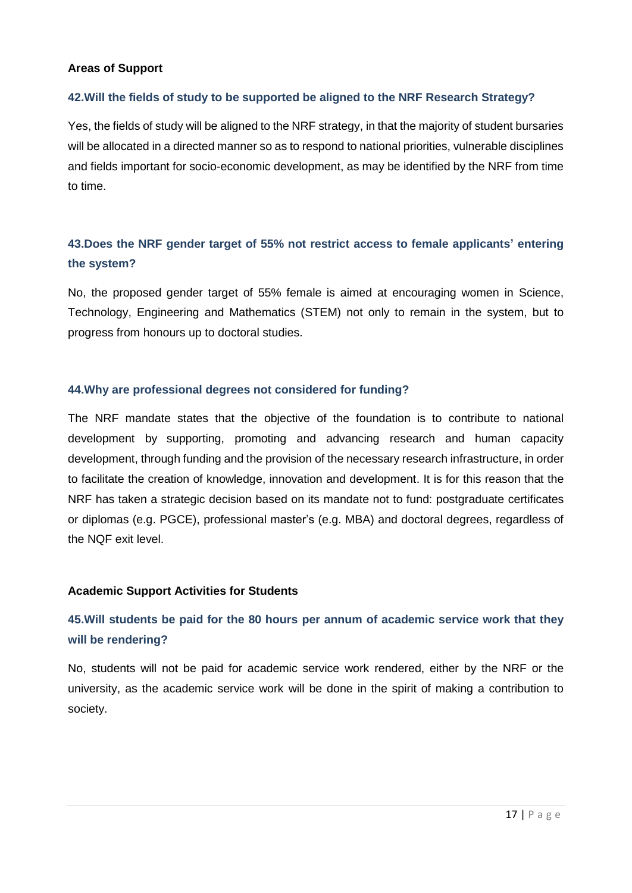**Areas of Support**

### 42.Will the fields of study to be supported be aligned to the NRF Research Strategy?

Yes, the fields of study will be aligned to the NRF strategy, in that the majority of student bursaries will be allocated in a directed manner so as to respond to national priorities, vulnerable disciplines and fields important for socio-economic development, as may be identified by the NRF from time to time.

### 43.Does the NRF gender target of 55% not restrict access to female applicants' entering the system?

No, the proposed gender target of 55% female is aimed at encouraging women in Science, Technology, Engineering and Mathematics (STEM) not only to remain in the system, but to progress from honours up to doctoral studies.

### 44.Why are professional degrees not considered for funding?

The NRF mandate states that the objective of the foundation is to contribute to national development by supporting, promoting and advancing research and human capacity development, through funding and the provision of the necessary research infrastructure, in order to facilitate the creation of knowledge, innovation and development. It is for this reason that the NRF has taken a strategic decision based on its mandate not to fund: postgraduate certificates or diplomas (e.g. PGCE), professional master's (e.g. MBA) and doctoral degrees, regardless of the NQF exit level.

**Academic Support Activities for Students**

### 45.Will students be paid for the 80 hours per annum of academic service work that they will be rendering?

No, students will not be paid for academic service work rendered, either by the NRF or the university, as the academic service work will be done in the spirit of making a contribution to society.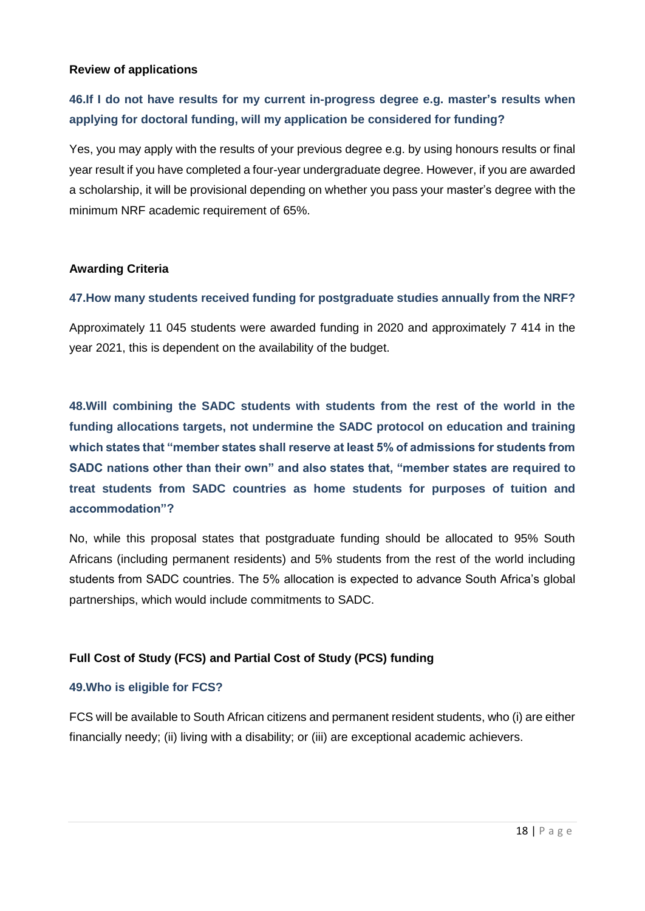**Review of applications**

### 46.If I do not have results for my current in-progress degree e.g. master's results when applying for doctoral funding, will my application be considered for funding?

Yes, you may apply with the results of your previous degree e.g. by using honours results or final year result if you have completed a four-year undergraduate degree. However, if you are awarded a scholarship, it will be provisional depending on whether you pass your master's degree with the minimum NRF academic requirement of 65%.

**Awarding Criteria**

### 47.How many students received funding for postgraduate studies annually from the NRF?

Approximately 11 045 students were awarded funding in 2020 and approximately 7 414 in the year 2021, this is dependent on the availability of the budget.

### 48.Will combining the SADC students with students from the rest of the world in the funding allocations targets, not undermine the SADC protocol on education and training which states that "member states shall reserve at least 5% of admissions for students from SADC nations other than their own" and also states that, "member states are required to treat students from SADC countries as home students for purposes of tuition and accommodation"?

No, while this proposal states that postgraduate funding should be allocated to 95% South Africans (including permanent residents) and 5% students from the rest of the world including students from SADC countries. The 5% allocation is expected to advance South Africa's global partnerships, which would include commitments to SADC.

**Full Cost of Study (FCS) and Partial Cost of Study (PCS) funding**

### 49.Who is eligible for FCS?

FCS will be available to South African citizens and permanent resident students, who (i) are either financially needy; (ii) living with a disability; or (iii) are exceptional academic achievers.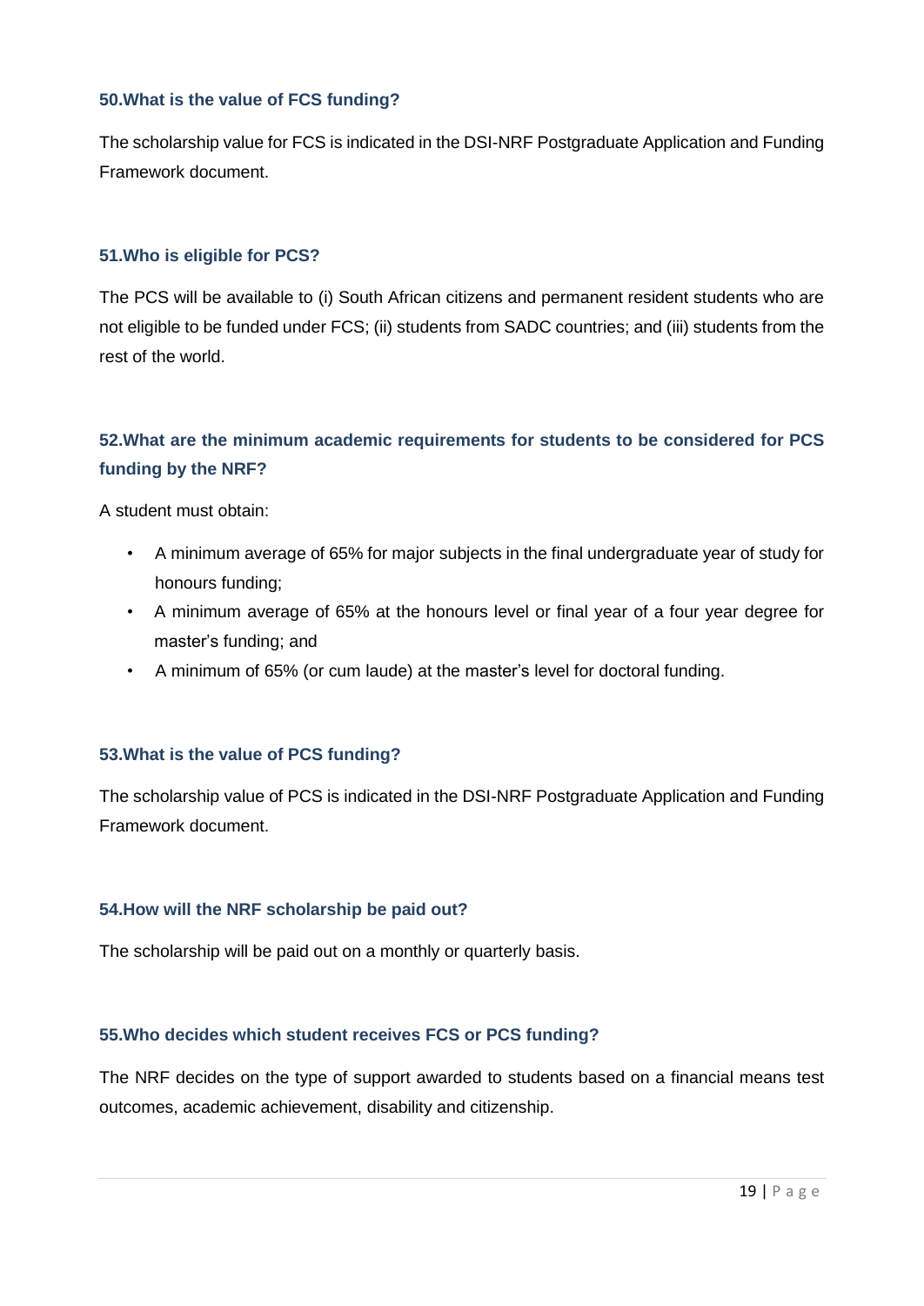### 50. What is the value of FCS funding?

The scholarship value for FCS is indicated in the DSI-NRF Postgraduate Application and Funding Framework document.

### 51. Who is eligible for PCS?

The PCS will be available to (i) South African citizens and permanent resident students who are not eligible to be funded under FCS; (ii) students from SADC countries; and (iii) students from the rest of the world.

### 52. What are the minimum academic requirements for students to be considered for PCS funding by the NRF?

A student must obtain:

- A minimum average of 65% for major subjects in the final undergraduate year of study for honours funding;
- A minimum average of 65% at the honours level or final year of a four year degree for master's funding; and
- A minimum of 65% (or cum laude) at the master's level for doctoral funding.

### 53. What is the value of PCS funding?

The scholarship value of PCS is indicated in the DSI-NRF Postgraduate Application and Funding Framework document.

### 54. How will the NRF scholarship be paid out?

The scholarship will be paid out on a monthly or quarterly basis.

### 55. Who decides which student receives FCS or PCS funding?

The NRF decides on the type of support awarded to students based on a financial means test outcomes, academic achievement, disability and citizenship.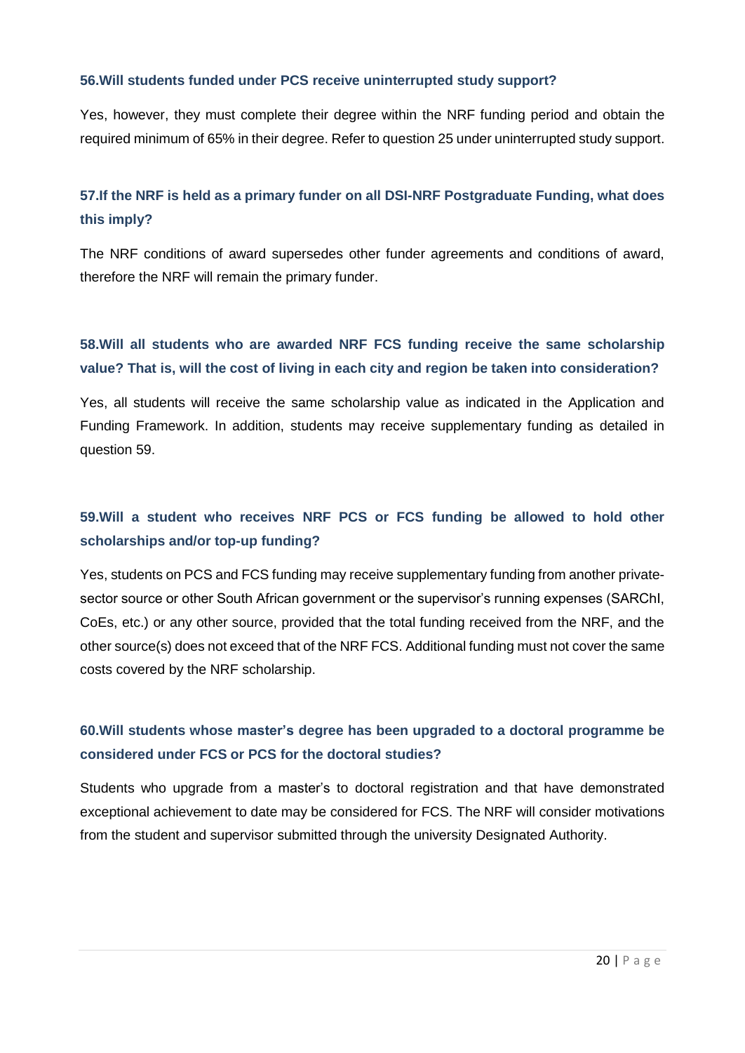### 56. Will students funded under PCS receive uninterrupted study support?

Yes, however, they must complete their degree within the NRF funding period and obtain the required minimum of 65% in their degree. Refer to question 25 under uninterrupted study support.

### 57. If the NRF is held as a primary funder on all DSI-NRF Postgraduate Funding, what does this imply?

The NRF conditions of award supersedes other funder agreements and conditions of award, therefore the NRF will remain the primary funder.

### 58. Will all students who are awarded NRF FCS funding receive the same scholarship value? That is, will the cost of living in each city and region be taken into consideration?

Yes, all students will receive the same scholarship value as indicated in the Application and Funding Framework. In addition, students may receive supplementary funding as detailed in question 59.

### 59. Will a student who receives NRF PCS or FCS funding be allowed to hold other scholarships and/or top-up funding?

Yes, students on PCS and FCS funding may receive supplementary funding from another private-sector source or other South African government or the supervisor's running expenses (SARChI, CoEs, etc.) or any other source, provided that the total funding received from the NRF, and the other source(s) does not exceed that of the NRF FCS. Additional funding must not cover the same costs covered by the NRF scholarship.

### 60. Will students whose master's degree has been upgraded to a doctoral programme be considered under FCS or PCS for the doctoral studies?

Students who upgrade from a master's to doctoral registration and that have demonstrated exceptional achievement to date may be considered for FCS. The NRF will consider motivations from the student and supervisor submitted through the university Designated Authority.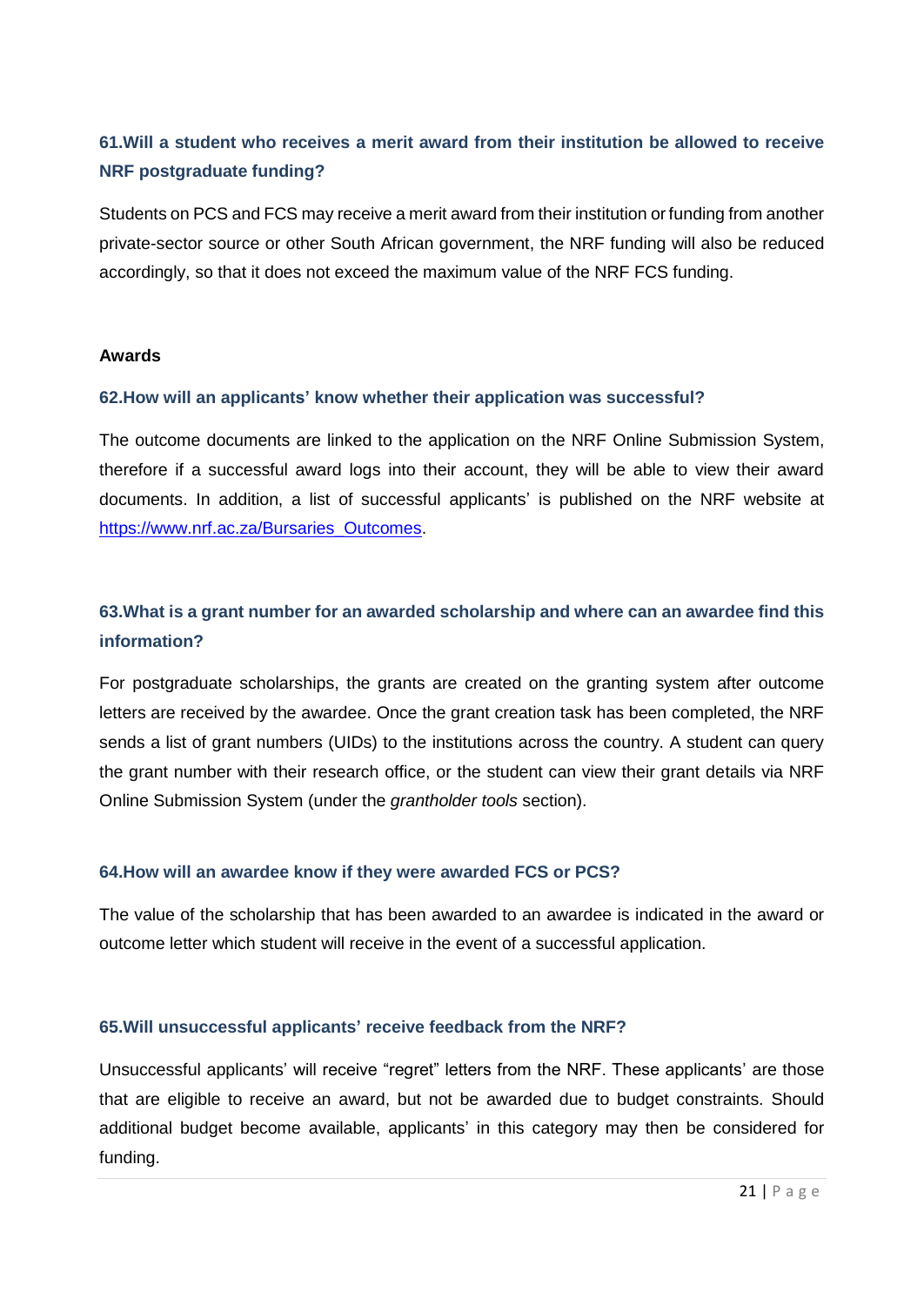### 61.Will a student who receives a merit award from their institution be allowed to receive NRF postgraduate funding?

Students on PCS and FCS may receive a merit award from their institution or funding from another private-sector source or other South African government, the NRF funding will also be reduced accordingly, so that it does not exceed the maximum value of the NRF FCS funding.

## Awards

### 62.How will an applicants' know whether their application was successful?

The outcome documents are linked to the application on the NRF Online Submission System, therefore if a successful award logs into their account, they will be able to view their award documents. In addition, a list of successful applicants' is published on the NRF website at [https://www.nrf.ac.za/Bursaries_Outcomes](https://www.nrf.ac.za/Bursaries_Outcomes).

### 63.What is a grant number for an awarded scholarship and where can an awardee find this information?

For postgraduate scholarships, the grants are created on the granting system after outcome letters are received by the awardee. Once the grant creation task has been completed, the NRF sends a list of grant numbers (UIDs) to the institutions across the country. A student can query the grant number with their research office, or the student can view their grant details via NRF Online Submission System (under the *grantholder tools* section).

### 64.How will an awardee know if they were awarded FCS or PCS?

The value of the scholarship that has been awarded to an awardee is indicated in the award or outcome letter which student will receive in the event of a successful application.

### 65.Will unsuccessful applicants' receive feedback from the NRF?

Unsuccessful applicants' will receive "regret" letters from the NRF. These applicants' are those that are eligible to receive an award, but not be awarded due to budget constraints. Should additional budget become available, applicants' in this category may then be considered for funding.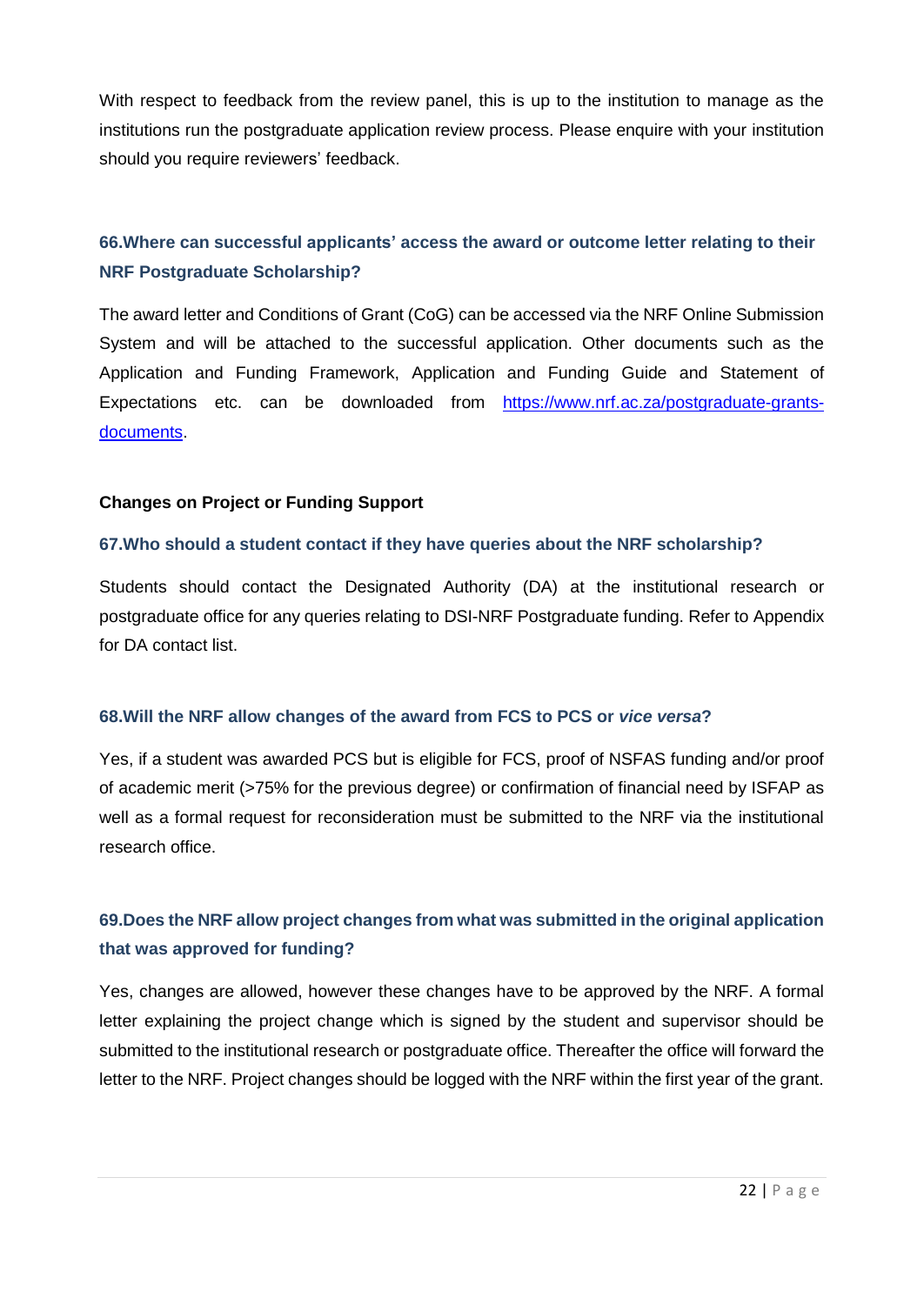With respect to feedback from the review panel, this is up to the institution to manage as the institutions run the postgraduate application review process. Please enquire with your institution should you require reviewers' feedback.

### 66. Where can successful applicants' access the award or outcome letter relating to their NRF Postgraduate Scholarship?

The award letter and Conditions of Grant (CoG) can be accessed via the NRF Online Submission System and will be attached to the successful application. Other documents such as the Application and Funding Framework, Application and Funding Guide and Statement of Expectations etc. can be downloaded from [https://www.nrf.ac.za/postgraduate-grants-documents](https://www.nrf.ac.za/postgraduate-grants-documents).

**Changes on Project or Funding Support**

### 67. Who should a student contact if they have queries about the NRF scholarship?

Students should contact the Designated Authority (DA) at the institutional research or postgraduate office for any queries relating to DSI-NRF Postgraduate funding. Refer to Appendix for DA contact list.

### 68. Will the NRF allow changes of the award from FCS to PCS or *vice versa*?

Yes, if a student was awarded PCS but is eligible for FCS, proof of NSFAS funding and/or proof of academic merit (>75% for the previous degree) or confirmation of financial need by ISFAP as well as a formal request for reconsideration must be submitted to the NRF via the institutional research office.

### 69. Does the NRF allow project changes from what was submitted in the original application that was approved for funding?

Yes, changes are allowed, however these changes have to be approved by the NRF. A formal letter explaining the project change which is signed by the student and supervisor should be submitted to the institutional research or postgraduate office. Thereafter the office will forward the letter to the NRF. Project changes should be logged with the NRF within the first year of the grant.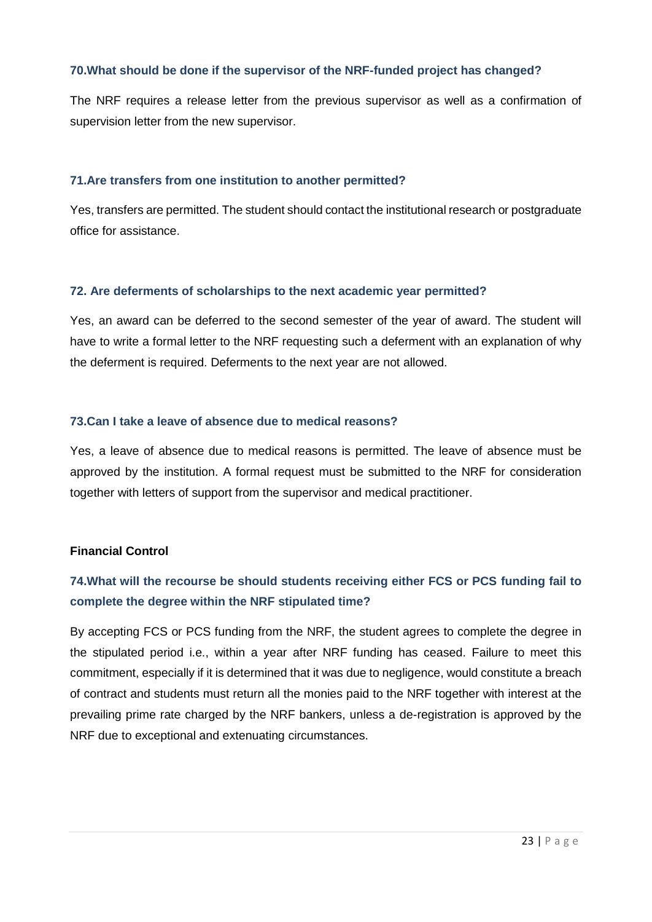### 70.What should be done if the supervisor of the NRF-funded project has changed?

The NRF requires a release letter from the previous supervisor as well as a confirmation of supervision letter from the new supervisor.

### 71.Are transfers from one institution to another permitted?

Yes, transfers are permitted. The student should contact the institutional research or postgraduate office for assistance.

### 72. Are deferments of scholarships to the next academic year permitted?

Yes, an award can be deferred to the second semester of the year of award. The student will have to write a formal letter to the NRF requesting such a deferment with an explanation of why the deferment is required. Deferments to the next year are not allowed.

### 73.Can I take a leave of absence due to medical reasons?

Yes, a leave of absence due to medical reasons is permitted. The leave of absence must be approved by the institution. A formal request must be submitted to the NRF for consideration together with letters of support from the supervisor and medical practitioner.

## Financial Control

### 74.What will the recourse be should students receiving either FCS or PCS funding fail to complete the degree within the NRF stipulated time?

By accepting FCS or PCS funding from the NRF, the student agrees to complete the degree in the stipulated period i.e., within a year after NRF funding has ceased. Failure to meet this commitment, especially if it is determined that it was due to negligence, would constitute a breach of contract and students must return all the monies paid to the NRF together with interest at the prevailing prime rate charged by the NRF bankers, unless a de-registration is approved by the NRF due to exceptional and extenuating circumstances.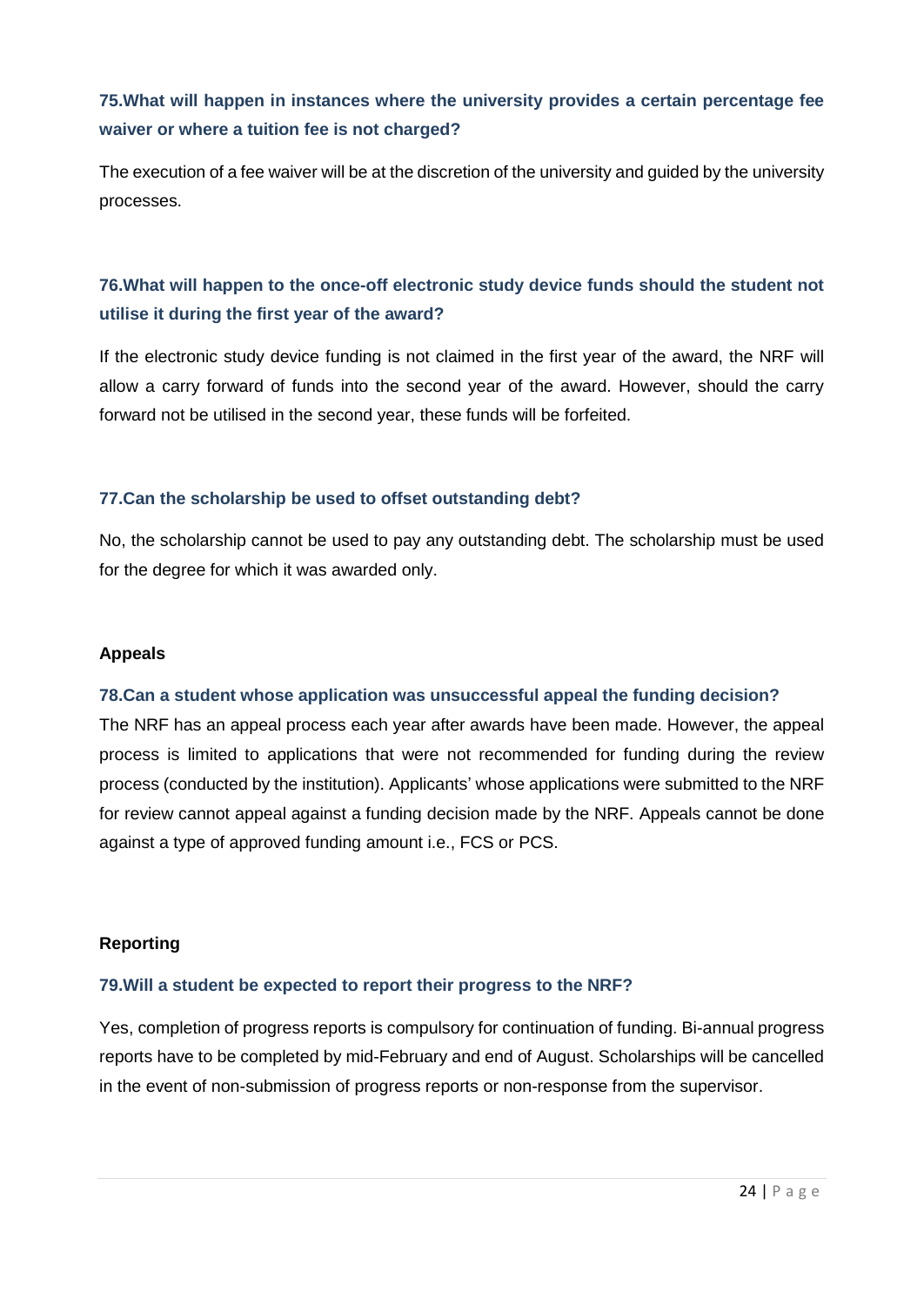### 75.What will happen in instances where the university provides a certain percentage fee waiver or where a tuition fee is not charged?

The execution of a fee waiver will be at the discretion of the university and guided by the university processes.

### 76.What will happen to the once-off electronic study device funds should the student not utilise it during the first year of the award?

If the electronic study device funding is not claimed in the first year of the award, the NRF will allow a carry forward of funds into the second year of the award. However, should the carry forward not be utilised in the second year, these funds will be forfeited.

### 77.Can the scholarship be used to offset outstanding debt?

No, the scholarship cannot be used to pay any outstanding debt. The scholarship must be used for the degree for which it was awarded only.

## Appeals

### 78.Can a student whose application was unsuccessful appeal the funding decision?

The NRF has an appeal process each year after awards have been made. However, the appeal process is limited to applications that were not recommended for funding during the review process (conducted by the institution). Applicants' whose applications were submitted to the NRF for review cannot appeal against a funding decision made by the NRF. Appeals cannot be done against a type of approved funding amount i.e., FCS or PCS.

## Reporting

### 79.Will a student be expected to report their progress to the NRF?

Yes, completion of progress reports is compulsory for continuation of funding. Bi-annual progress reports have to be completed by mid-February and end of August. Scholarships will be cancelled in the event of non-submission of progress reports or non-response from the supervisor.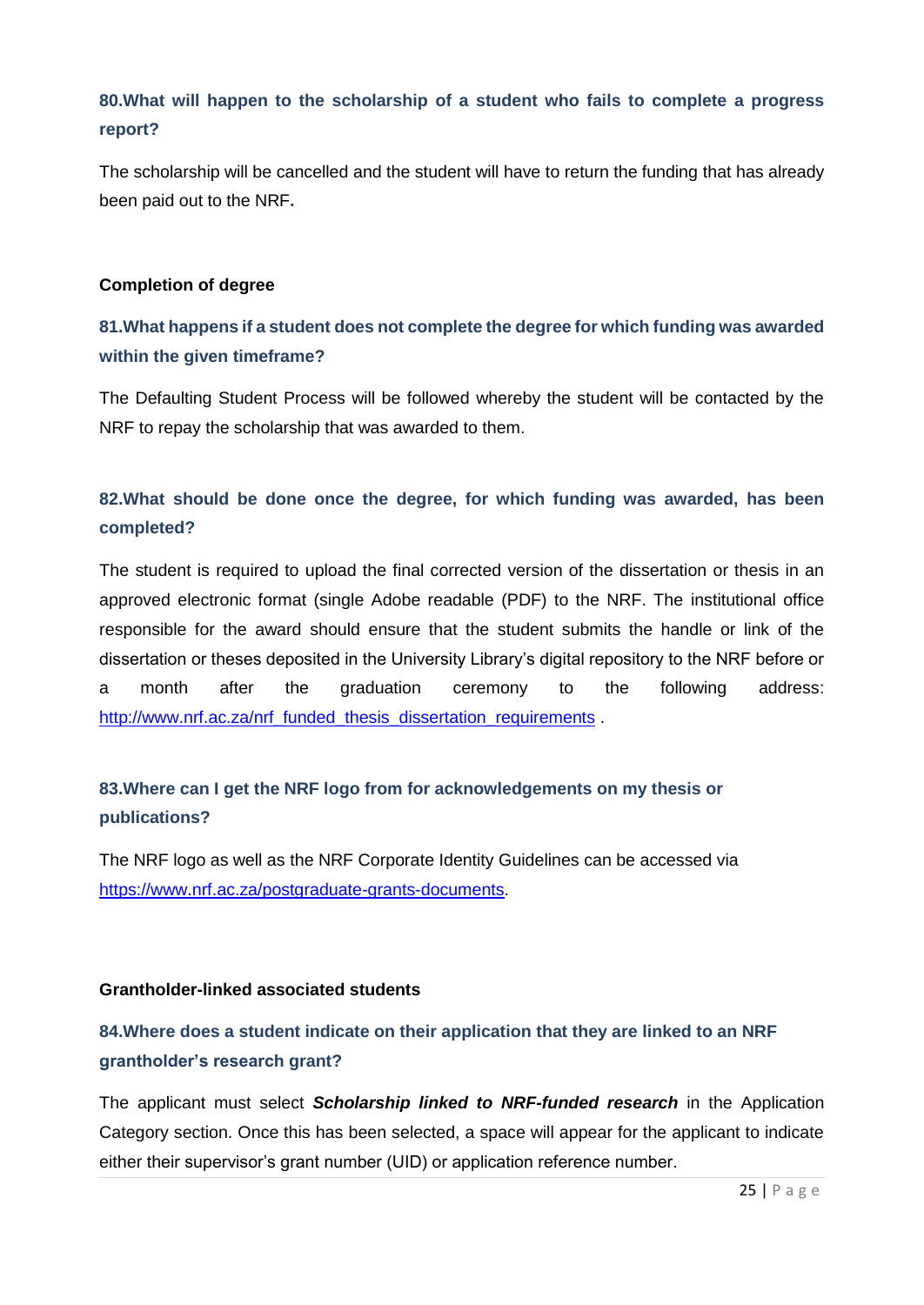### 80.What will happen to the scholarship of a student who fails to complete a progress report?

The scholarship will be cancelled and the student will have to return the funding that has already been paid out to the NRF**.**

**Completion of degree**

### 81.What happens if a student does not complete the degree for which funding was awarded within the given timeframe?

The Defaulting Student Process will be followed whereby the student will be contacted by the NRF to repay the scholarship that was awarded to them.

### 82.What should be done once the degree, for which funding was awarded, has been completed?

The student is required to upload the final corrected version of the dissertation or thesis in an approved electronic format (single Adobe readable (PDF) to the NRF. The institutional office responsible for the award should ensure that the student submits the handle or link of the dissertation or theses deposited in the University Library's digital repository to the NRF before or a month after the graduation ceremony to the following address: [http://www.nrf.ac.za/nrf_funded_thesis_dissertation_requirements](http://www.nrf.ac.za/nrf_funded_thesis_dissertation_requirements) .

### 83.Where can I get the NRF logo from for acknowledgements on my thesis or publications?

The NRF logo as well as the NRF Corporate Identity Guidelines can be accessed via [https://www.nrf.ac.za/postgraduate-grants-documents](https://www.nrf.ac.za/postgraduate-grants-documents).

**Grantholder-linked associated students**

### 84.Where does a student indicate on their application that they are linked to an NRF grantholder's research grant?

The applicant must select ***Scholarship linked to NRF-funded research*** in the Application Category section. Once this has been selected, a space will appear for the applicant to indicate either their supervisor's grant number (UID) or application reference number.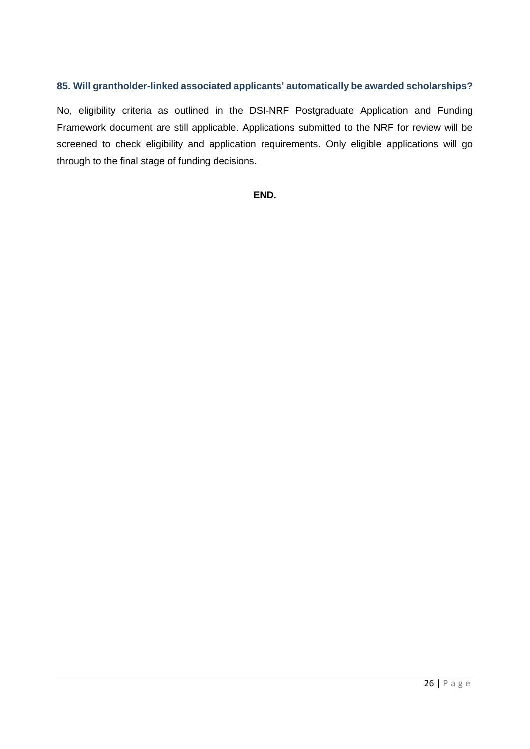### 85. Will grantholder-linked associated applicants' automatically be awarded scholarships?

No, eligibility criteria as outlined in the DSI-NRF Postgraduate Application and Funding Framework document are still applicable. Applications submitted to the NRF for review will be screened to check eligibility and application requirements. Only eligible applications will go through to the final stage of funding decisions.

**END.**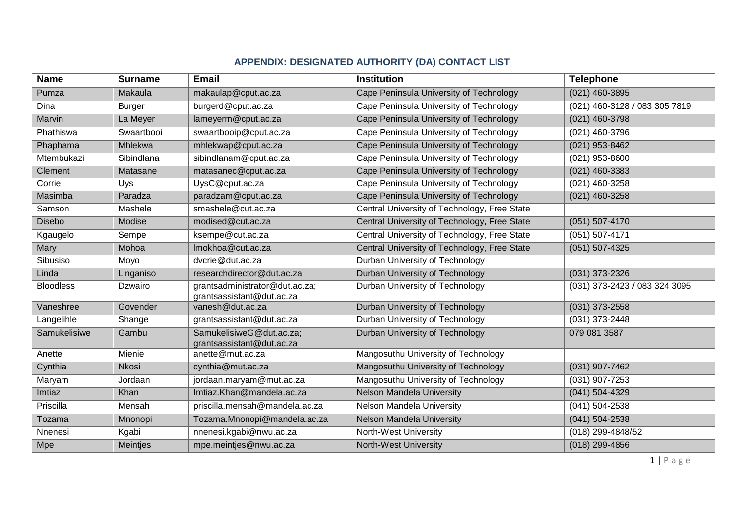## APPENDIX: DESIGNATED AUTHORITY (DA) CONTACT LIST

| Name | Surname | Email | Institution | Telephone |
|---|---|---|---|---|
| Pumza | Makaula | makaulap@cput.ac.za | Cape Peninsula University of Technology | (021) 460-3895 |
| Dina | Burger | burgerd@cput.ac.za | Cape Peninsula University of Technology | (021) 460-3128 / 083 305 7819 |
| Marvin | La Meyer | lameyerm@cput.ac.za | Cape Peninsula University of Technology | (021) 460-3798 |
| Phathiswa | Swaartbooi | swaartbooip@cput.ac.za | Cape Peninsula University of Technology | (021) 460-3796 |
| Phaphama | Mhlekwa | mhlekwap@cput.ac.za | Cape Peninsula University of Technology | (021) 953-8462 |
| Mtembukazi | Sibindlana | sibindlanam@cput.ac.za | Cape Peninsula University of Technology | (021) 953-8600 |
| Clement | Matasane | matasanec@cput.ac.za | Cape Peninsula University of Technology | (021) 460-3383 |
| Corrie | Uys | UysC@cput.ac.za | Cape Peninsula University of Technology | (021) 460-3258 |
| Masimba | Paradza | paradzam@cput.ac.za | Cape Peninsula University of Technology | (021) 460-3258 |
| Samson | Mashele | smashele@cut.ac.za | Central University of Technology, Free State | |
| Disebo | Modise | modised@cut.ac.za | Central University of Technology, Free State | (051) 507-4170 |
| Kgaugelo | Sempe | ksempe@cut.ac.za | Central University of Technology, Free State | (051) 507-4171 |
| Mary | Mohoa | lmokhoa@cut.ac.za | Central University of Technology, Free State | (051) 507-4325 |
| Sibusiso | Moyo | dvcrie@dut.ac.za | Durban University of Technology | |
| Linda | Linganiso | researchdirector@dut.ac.za | Durban University of Technology | (031) 373-2326 |
| Bloodless | Dzwairo | grantsadministrator@dut.ac.za; grantsassistant@dut.ac.za | Durban University of Technology | (031) 373-2423 / 083 324 3095 |
| Vaneshree | Govender | vanesh@dut.ac.za | Durban University of Technology | (031) 373-2558 |
| Langelihle | Shange | grantsassistant@dut.ac.za | Durban University of Technology | (031) 373-2448 |
| Samukelisiwe | Gambu | SamukelisiweG@dut.ac.za; grantsassistant@dut.ac.za | Durban University of Technology | 079 081 3587 |
| Anette | Mienie | anette@mut.ac.za | Mangosuthu University of Technology | |
| Cynthia | Nkosi | cynthia@mut.ac.za | Mangosuthu University of Technology | (031) 907-7462 |
| Maryam | Jordaan | jordaan.maryam@mut.ac.za | Mangosuthu University of Technology | (031) 907-7253 |
| Imtiaz | Khan | Imtiaz.Khan@mandela.ac.za | Nelson Mandela University | (041) 504-4329 |
| Priscilla | Mensah | priscilla.mensah@mandela.ac.za | Nelson Mandela University | (041) 504-2538 |
| Tozama | Mnonopi | Tozama.Mnonopi@mandela.ac.za | Nelson Mandela University | (041) 504-2538 |
| Nnenesi | Kgabi | nnenesi.kgabi@nwu.ac.za | North-West University | (018) 299-4848/52 |
| Mpe | Meintjes | mpe.meintjes@nwu.ac.za | North-West University | (018) 299-4856 |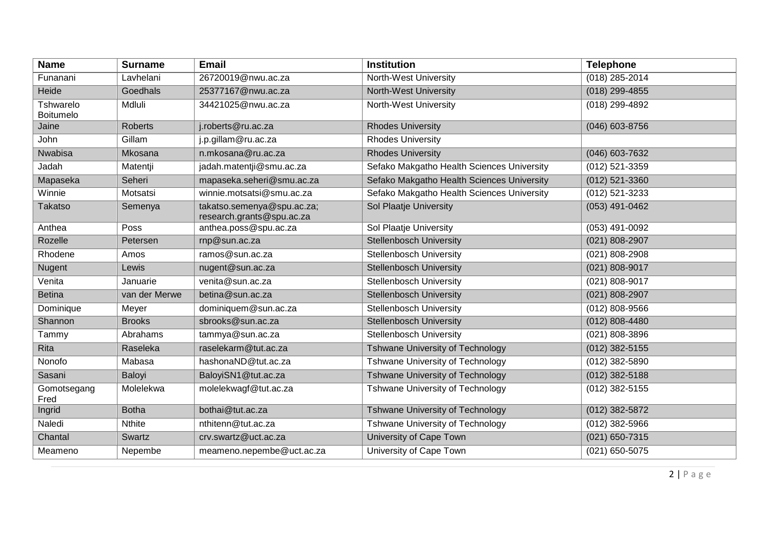| Name | Surname | Email | Institution | Telephone |
|---|---|---|---|---|
| Funanani | Lavhelani | 26720019@nwu.ac.za | North-West University | (018) 285-2014 |
| Heide | Goedhals | 25377167@nwu.ac.za | North-West University | (018) 299-4855 |
| Tshwarelo Boitumelo | Mdluli | 34421025@nwu.ac.za | North-West University | (018) 299-4892 |
| Jaine | Roberts | j.roberts@ru.ac.za | Rhodes University | (046) 603-8756 |
| John | Gillam | j.p.gillam@ru.ac.za | Rhodes University | |
| Nwabisa | Mkosana | n.mkosana@ru.ac.za | Rhodes University | (046) 603-7632 |
| Jadah | Matentji | jadah.matentji@smu.ac.za | Sefako Makgatho Health Sciences University | (012) 521-3359 |
| Mapaseka | Seheri | mapaseka.seheri@smu.ac.za | Sefako Makgatho Health Sciences University | (012) 521-3360 |
| Winnie | Motsatsi | winnie.motsatsi@smu.ac.za | Sefako Makgatho Health Sciences University | (012) 521-3233 |
| Takatso | Semenya | takatso.semenya@spu.ac.za; research.grants@spu.ac.za | Sol Plaatje University | (053) 491-0462 |
| Anthea | Poss | anthea.poss@spu.ac.za | Sol Plaatje University | (053) 491-0092 |
| Rozelle | Petersen | rnp@sun.ac.za | Stellenbosch University | (021) 808-2907 |
| Rhodene | Amos | ramos@sun.ac.za | Stellenbosch University | (021) 808-2908 |
| Nugent | Lewis | nugent@sun.ac.za | Stellenbosch University | (021) 808-9017 |
| Venita | Januarie | venita@sun.ac.za | Stellenbosch University | (021) 808-9017 |
| Betina | van der Merwe | betina@sun.ac.za | Stellenbosch University | (021) 808-2907 |
| Dominique | Meyer | dominiquem@sun.ac.za | Stellenbosch University | (012) 808-9566 |
| Shannon | Brooks | sbrooks@sun.ac.za | Stellenbosch University | (012) 808-4480 |
| Tammy | Abrahams | tammya@sun.ac.za | Stellenbosch University | (021) 808-3896 |
| Rita | Raseleka | raselekarm@tut.ac.za | Tshwane University of Technology | (012) 382-5155 |
| Nonofo | Mabasa | hashonaND@tut.ac.za | Tshwane University of Technology | (012) 382-5890 |
| Sasani | Baloyi | BaloyiSN1@tut.ac.za | Tshwane University of Technology | (012) 382-5188 |
| Gomotsegang Fred | Molelekwa | molelekwagf@tut.ac.za | Tshwane University of Technology | (012) 382-5155 |
| Ingrid | Botha | bothai@tut.ac.za | Tshwane University of Technology | (012) 382-5872 |
| Naledi | Nthite | nthitenn@tut.ac.za | Tshwane University of Technology | (012) 382-5966 |
| Chantal | Swartz | crv.swartz@uct.ac.za | University of Cape Town | (021) 650-7315 |
| Meameno | Nepembe | meameno.nepembe@uct.ac.za | University of Cape Town | (021) 650-5075 |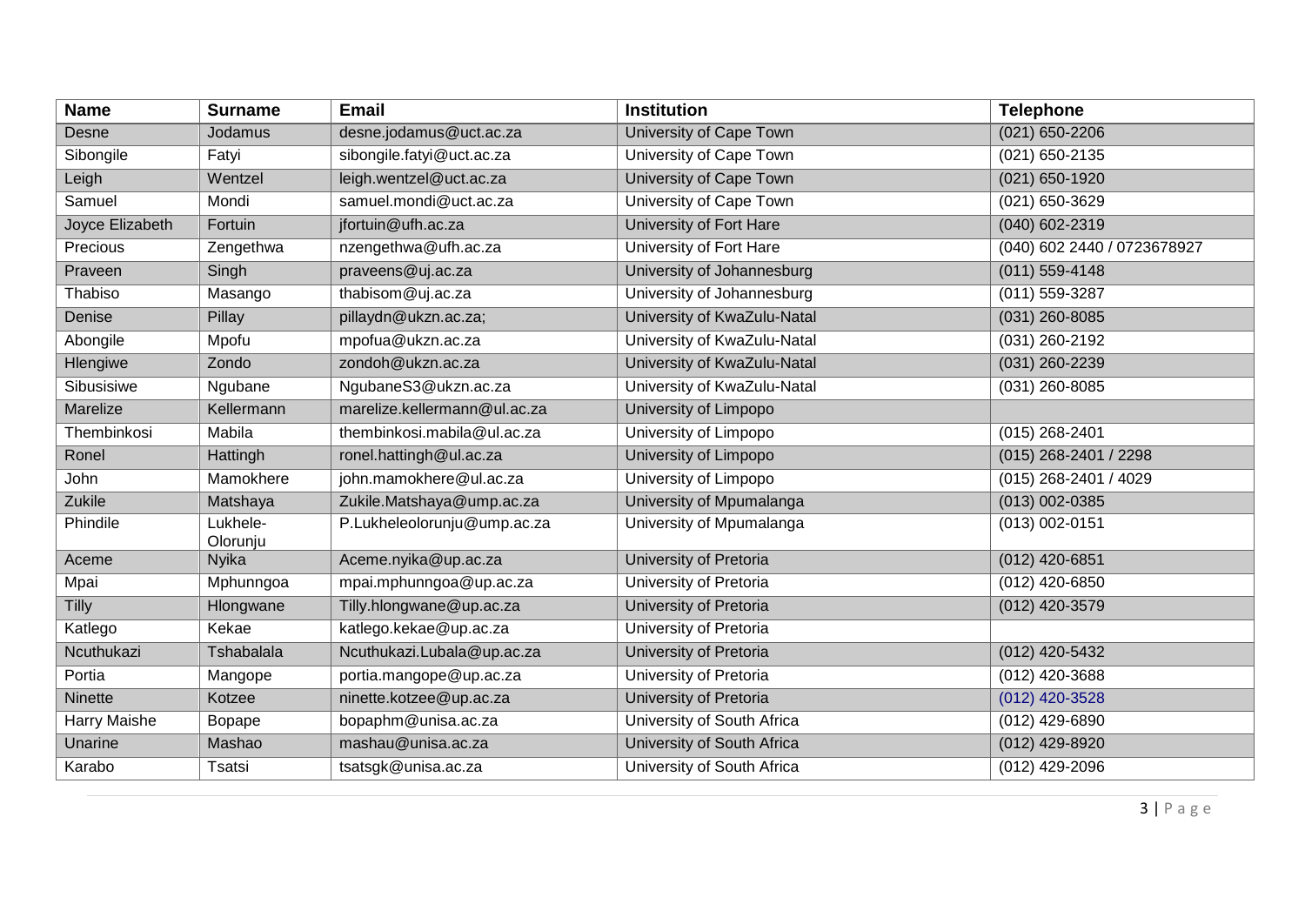| Name | Surname | Email | Institution | Telephone |
|---|---|---|---|---|
| Desne | Jodamus | desne.jodamus@uct.ac.za | University of Cape Town | (021) 650-2206 |
| Sibongile | Fatyi | sibongile.fatyi@uct.ac.za | University of Cape Town | (021) 650-2135 |
| Leigh | Wentzel | leigh.wentzel@uct.ac.za | University of Cape Town | (021) 650-1920 |
| Samuel | Mondi | samuel.mondi@uct.ac.za | University of Cape Town | (021) 650-3629 |
| Joyce Elizabeth | Fortuin | jfortuin@ufh.ac.za | University of Fort Hare | (040) 602-2319 |
| Precious | Zengethwa | nzengethwa@ufh.ac.za | University of Fort Hare | (040) 602 2440 / 0723678927 |
| Praveen | Singh | praveens@uj.ac.za | University of Johannesburg | (011) 559-4148 |
| Thabiso | Masango | thabisom@uj.ac.za | University of Johannesburg | (011) 559-3287 |
| Denise | Pillay | pillaydn@ukzn.ac.za; | University of KwaZulu-Natal | (031) 260-8085 |
| Abongile | Mpofu | mpofua@ukzn.ac.za | University of KwaZulu-Natal | (031) 260-2192 |
| Hlengiwe | Zondo | zondoh@ukzn.ac.za | University of KwaZulu-Natal | (031) 260-2239 |
| Sibusisiwe | Ngubane | NgubaneS3@ukzn.ac.za | University of KwaZulu-Natal | (031) 260-8085 |
| Marelize | Kellermann | marelize.kellermann@ul.ac.za | University of Limpopo | |
| Thembinkosi | Mabila | thembinkosi.mabila@ul.ac.za | University of Limpopo | (015) 268-2401 |
| Ronel | Hattingh | ronel.hattingh@ul.ac.za | University of Limpopo | (015) 268-2401 / 2298 |
| John | Mamokhere | john.mamokhere@ul.ac.za | University of Limpopo | (015) 268-2401 / 4029 |
| Zukile | Matshaya | Zukile.Matshaya@ump.ac.za | University of Mpumalanga | (013) 002-0385 |
| Phindile | Lukhele-Olorunju | P.Lukheleolorunju@ump.ac.za | University of Mpumalanga | (013) 002-0151 |
| Aceme | Nyika | Aceme.nyika@up.ac.za | University of Pretoria | (012) 420-6851 |
| Mpai | Mphunngoa | mpai.mphunngoa@up.ac.za | University of Pretoria | (012) 420-6850 |
| Tilly | Hlongwane | Tilly.hlongwane@up.ac.za | University of Pretoria | (012) 420-3579 |
| Katlego | Kekae | katlego.kekae@up.ac.za | University of Pretoria | |
| Ncuthukazi | Tshabalala | Ncuthukazi.Lubala@up.ac.za | University of Pretoria | (012) 420-5432 |
| Portia | Mangope | portia.mangope@up.ac.za | University of Pretoria | (012) 420-3688 |
| Ninette | Kotzee | ninette.kotzee@up.ac.za | University of Pretoria | (012) 420-3528 |
| Harry Maishe | Bopape | bopaphm@unisa.ac.za | University of South Africa | (012) 429-6890 |
| Unarine | Mashao | mashau@unisa.ac.za | University of South Africa | (012) 429-8920 |
| Karabo | Tsatsi | tsatsgk@unisa.ac.za | University of South Africa | (012) 429-2096 |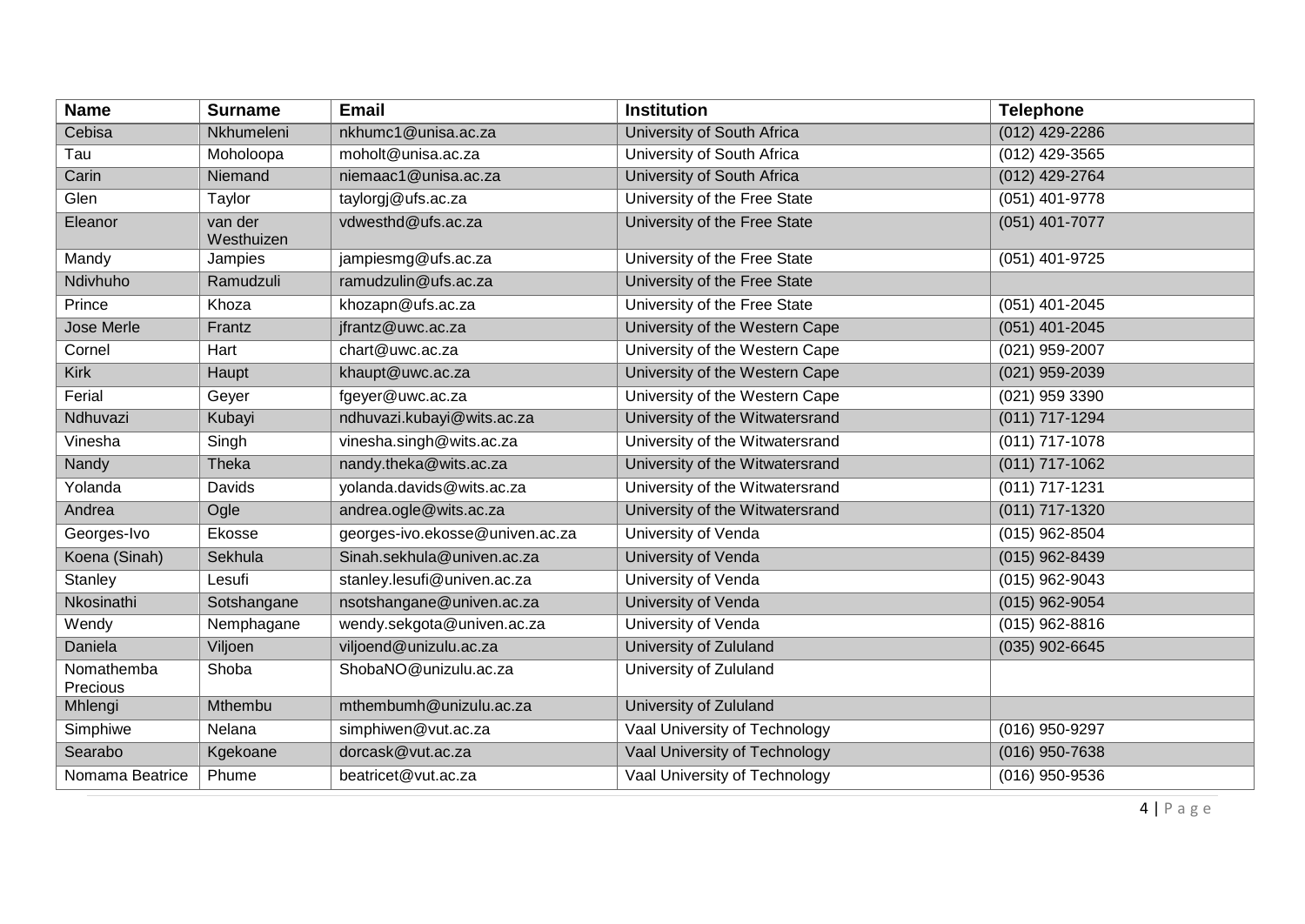| Name | Surname | Email | Institution | Telephone |
|---|---|---|---|---|
| Cebisa | Nkhumeleni | nkhumc1@unisa.ac.za | University of South Africa | (012) 429-2286 |
| Tau | Moholoopa | moholt@unisa.ac.za | University of South Africa | (012) 429-3565 |
| Carin | Niemand | niemaac1@unisa.ac.za | University of South Africa | (012) 429-2764 |
| Glen | Taylor | taylorgj@ufs.ac.za | University of the Free State | (051) 401-9778 |
| Eleanor | van der Westhuizen | vdwesthd@ufs.ac.za | University of the Free State | (051) 401-7077 |
| Mandy | Jampies | jampiesmg@ufs.ac.za | University of the Free State | (051) 401-9725 |
| Ndivhuho | Ramudzuli | ramudzulin@ufs.ac.za | University of the Free State | |
| Prince | Khoza | khozapn@ufs.ac.za | University of the Free State | (051) 401-2045 |
| Jose Merle | Frantz | jfrantz@uwc.ac.za | University of the Western Cape | (051) 401-2045 |
| Cornel | Hart | chart@uwc.ac.za | University of the Western Cape | (021) 959-2007 |
| Kirk | Haupt | khaupt@uwc.ac.za | University of the Western Cape | (021) 959-2039 |
| Ferial | Geyer | fgeyer@uwc.ac.za | University of the Western Cape | (021) 959 3390 |
| Ndhuvazi | Kubayi | ndhuvazi.kubayi@wits.ac.za | University of the Witwatersrand | (011) 717-1294 |
| Vinesha | Singh | vinesha.singh@wits.ac.za | University of the Witwatersrand | (011) 717-1078 |
| Nandy | Theka | nandy.theka@wits.ac.za | University of the Witwatersrand | (011) 717-1062 |
| Yolanda | Davids | yolanda.davids@wits.ac.za | University of the Witwatersrand | (011) 717-1231 |
| Andrea | Ogle | andrea.ogle@wits.ac.za | University of the Witwatersrand | (011) 717-1320 |
| Georges-Ivo | Ekosse | georges-ivo.ekosse@univen.ac.za | University of Venda | (015) 962-8504 |
| Koena (Sinah) | Sekhula | Sinah.sekhula@univen.ac.za | University of Venda | (015) 962-8439 |
| Stanley | Lesufi | stanley.lesufi@univen.ac.za | University of Venda | (015) 962-9043 |
| Nkosinathi | Sotshangane | nsotshangane@univen.ac.za | University of Venda | (015) 962-9054 |
| Wendy | Nemphagane | wendy.sekgota@univen.ac.za | University of Venda | (015) 962-8816 |
| Daniela | Viljoen | viljoend@unizulu.ac.za | University of Zululand | (035) 902-6645 |
| Nomathemba Precious | Shoba | ShobaNO@unizulu.ac.za | University of Zululand | |
| Mhlengi | Mthembu | mthembumh@unizulu.ac.za | University of Zululand | |
| Simphiwe | Nelana | simphiwen@vut.ac.za | Vaal University of Technology | (016) 950-9297 |
| Searabo | Kgekoane | dorcask@vut.ac.za | Vaal University of Technology | (016) 950-7638 |
| Nomama Beatrice | Phume | beatricet@vut.ac.za | Vaal University of Technology | (016) 950-9536 |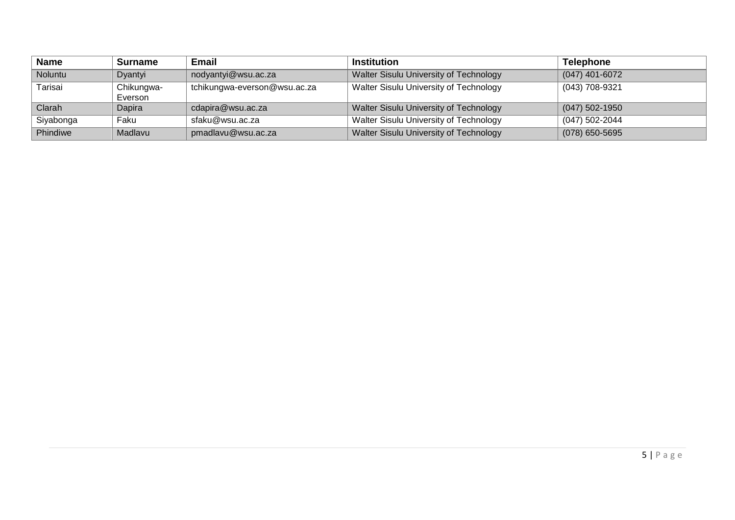| Name | Surname | Email | Institution | Telephone |
|---|---|---|---|---|
| Noluntu | Dyantyi | nodyantyi@wsu.ac.za | Walter Sisulu University of Technology | (047) 401-6072 |
| Tarisai | Chikungwa-Everson | tchikungwa-everson@wsu.ac.za | Walter Sisulu University of Technology | (043) 708-9321 |
| Clarah | Dapira | cdapira@wsu.ac.za | Walter Sisulu University of Technology | (047) 502-1950 |
| Siyabonga | Faku | sfaku@wsu.ac.za | Walter Sisulu University of Technology | (047) 502-2044 |
| Phindiwe | Madlavu | pmadlavu@wsu.ac.za | Walter Sisulu University of Technology | (078) 650-5695 |